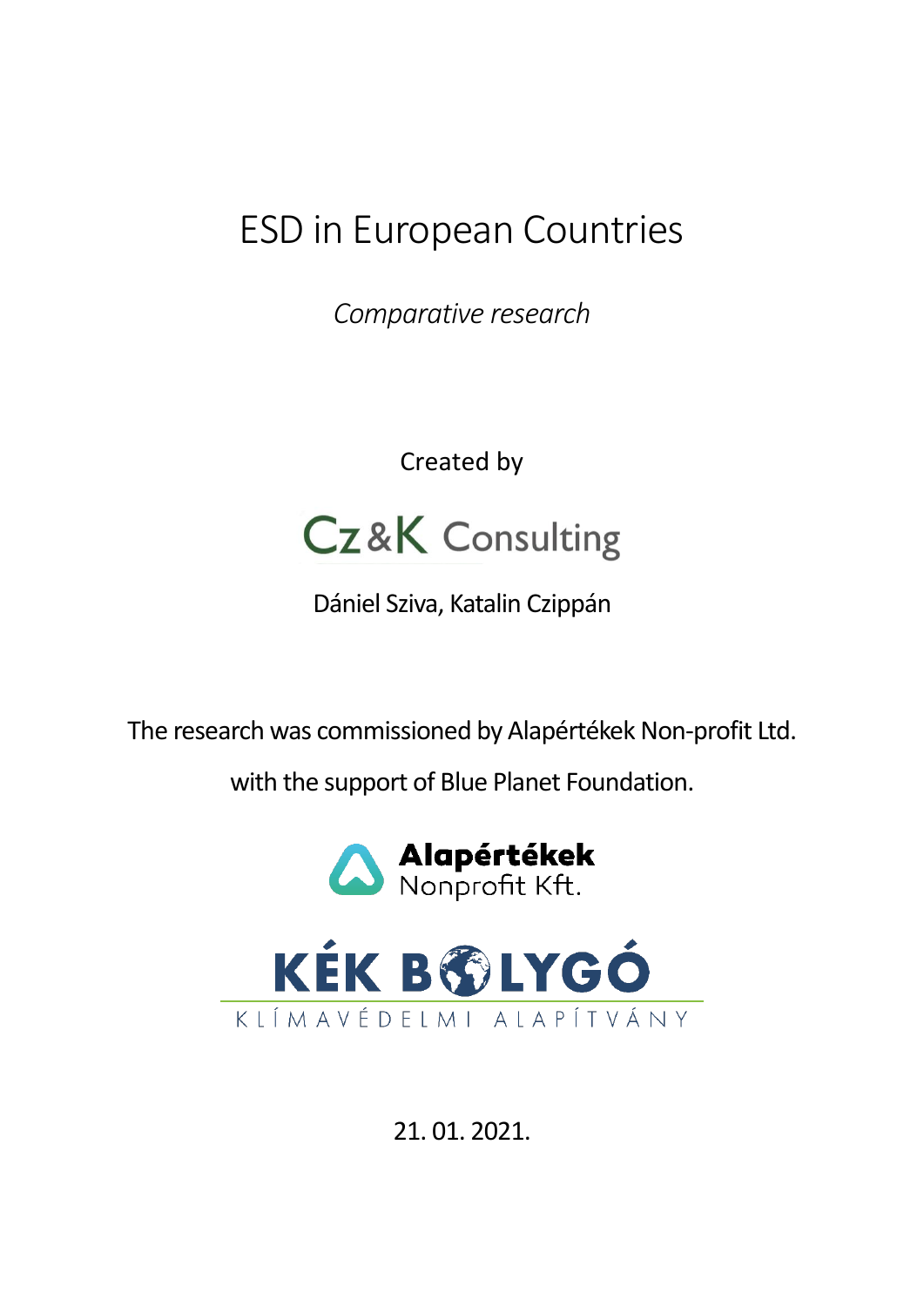# ESD in European Countries

*Comparative research*

Created by

Cz&K Consulting

Dániel Sziva, Katalin Czippán

The research was commissioned by Alapértékek Non-profit Ltd.

with the support of Blue Planet Foundation.

Alapértékek Nonprofit Kft.

KÉK BOLYGÓ KLÍMAVÉDELMI ALAPÍTVÁNY

21. 01. 2021.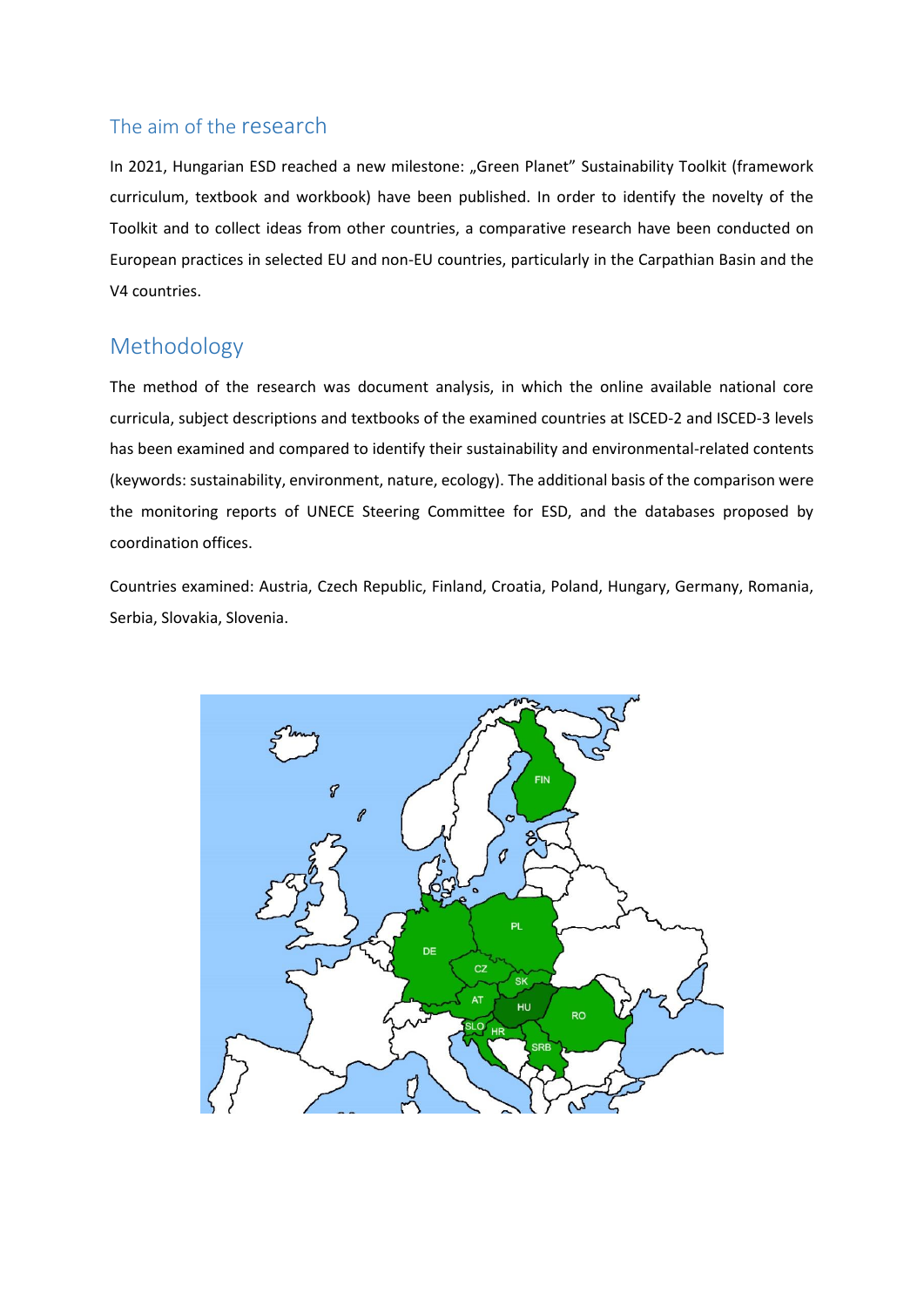## The aim of the research

In 2021, Hungarian ESD reached a new milestone: „Green Planet" Sustainability Toolkit (framework curriculum, textbook and workbook) have been published. In order to identify the novelty of the Toolkit and to collect ideas from other countries, a comparative research have been conducted on European practices in selected EU and non-EU countries, particularly in the Carpathian Basin and the V4 countries.

## Methodology

The method of the research was document analysis, in which the online available national core curricula, subject descriptions and textbooks of the examined countries at ISCED-2 and ISCED-3 levels has been examined and compared to identify their sustainability and environmental-related contents (keywords: sustainability, environment, nature, ecology). The additional basis of the comparison were the monitoring reports of UNECE Steering Committee for ESD, and the databases proposed by coordination offices.

Countries examined: Austria, Czech Republic, Finland, Croatia, Poland, Hungary, Germany, Romania, Serbia, Slovakia, Slovenia.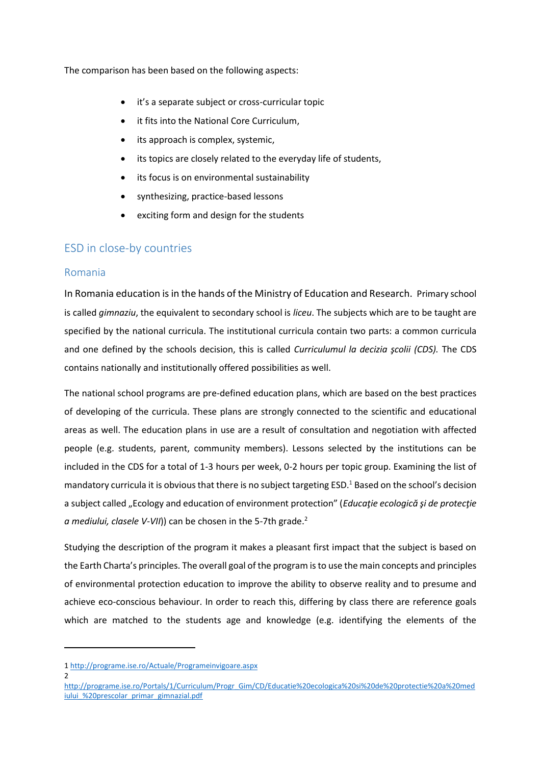The comparison has been based on the following aspects:

- it's a separate subject or cross-curricular topic
- it fits into the National Core Curriculum,
- its approach is complex, systemic,
- its topics are closely related to the everyday life of students,
- its focus is on environmental sustainability
- synthesizing, practice-based lessons
- exciting form and design for the students

## ESD in close-by countries

### Romania

In Romania education is in the hands of the Ministry of Education and Research. Primary school is called *gimnaziu*, the equivalent to secondary school is *liceu*. The subjects which are to be taught are specified by the national curricula. The institutional curricula contain two parts: a common curricula and one defined by the schools decision, this is called *Curriculumul la decizia şcolii (CDS).* The CDS contains nationally and institutionally offered possibilities as well.

The national school programs are pre-defined education plans, which are based on the best practices of developing of the curricula. These plans are strongly connected to the scientific and educational areas as well. The education plans in use are a result of consultation and negotiation with affected people (e.g. students, parent, community members). Lessons selected by the institutions can be included in the CDS for a total of 1-3 hours per week, 0-2 hours per topic group. Examining the list of mandatory curricula it is obvious that there is no subject targeting ESD.[1] Based on the school's decision a subject called „Ecology and education of environment protection" (*Educaţie ecologică şi de protecţie a mediului, clasele V-VII*)) can be chosen in the 5-7th grade.[2]

Studying the description of the program it makes a pleasant first impact that the subject is based on the Earth Charta's principles. The overall goal of the program is to use the main concepts and principles of environmental protection education to improve the ability to observe reality and to presume and achieve eco-conscious behaviour. In order to reach this, differing by class there are reference goals which are matched to the students age and knowledge (e.g. identifying the elements of the

---

1 http://programe.ise.ro/Actuale/Programeinvigoare.aspx

2 http://programe.ise.ro/Portals/1/Curriculum/Progr_Gim/CD/Educatie%20ecologica%20si%20de%20protectie%20a%20mediului_%20prescolar_primar_gimnazial.pdf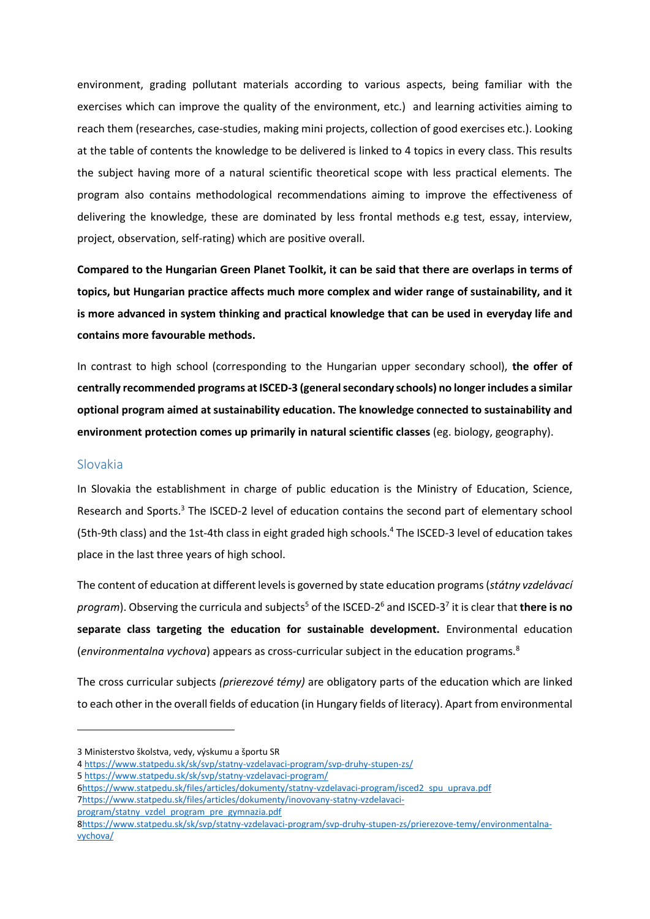environment, grading pollutant materials according to various aspects, being familiar with the exercises which can improve the quality of the environment, etc.) and learning activities aiming to reach them (researches, case-studies, making mini projects, collection of good exercises etc.). Looking at the table of contents the knowledge to be delivered is linked to 4 topics in every class. This results the subject having more of a natural scientific theoretical scope with less practical elements. The program also contains methodological recommendations aiming to improve the effectiveness of delivering the knowledge, these are dominated by less frontal methods e.g test, essay, interview, project, observation, self-rating) which are positive overall.

**Compared to the Hungarian Green Planet Toolkit, it can be said that there are overlaps in terms of topics, but Hungarian practice affects much more complex and wider range of sustainability, and it is more advanced in system thinking and practical knowledge that can be used in everyday life and contains more favourable methods.**

In contrast to high school (corresponding to the Hungarian upper secondary school), **the offer of centrally recommended programs at ISCED-3 (general secondary schools) no longer includes a similar optional program aimed at sustainability education. The knowledge connected to sustainability and environment protection comes up primarily in natural scientific classes** (eg. biology, geography).

## Slovakia

In Slovakia the establishment in charge of public education is the Ministry of Education, Science, Research and Sports.[3] The ISCED-2 level of education contains the second part of elementary school (5th-9th class) and the 1st-4th class in eight graded high schools.[4] The ISCED-3 level of education takes place in the last three years of high school.

The content of education at different levels is governed by state education programs (*štátny vzdelávací program*). Observing the curricula and subjects[5] of the ISCED-2[6] and ISCED-3[7] it is clear that **there is no separate class targeting the education for sustainable development.** Environmental education (*environmentalna vychova*) appears as cross-curricular subject in the education programs.[8]

The cross curricular subjects *(prierezové témy)* are obligatory parts of the education which are linked to each other in the overall fields of education (in Hungary fields of literacy). Apart from environmental

---

3 Ministerstvo školstva, vedy, výskumu a športu SR

4 https://www.statpedu.sk/sk/svp/statny-vzdelavaci-program/svp-druhy-stupen-zs/

5 https://www.statpedu.sk/sk/svp/statny-vzdelavaci-program/

6 https://www.statpedu.sk/files/articles/dokumenty/statny-vzdelavaci-program/isced2_spu_uprava.pdf

7 https://www.statpedu.sk/files/articles/dokumenty/inovovany-statny-vzdelavaci-program/statny_vzdel_program_pre_gymnazia.pdf

8 https://www.statpedu.sk/sk/svp/statny-vzdelavaci-program/svp-druhy-stupen-zs/prierezove-temy/environmentalna-vychova/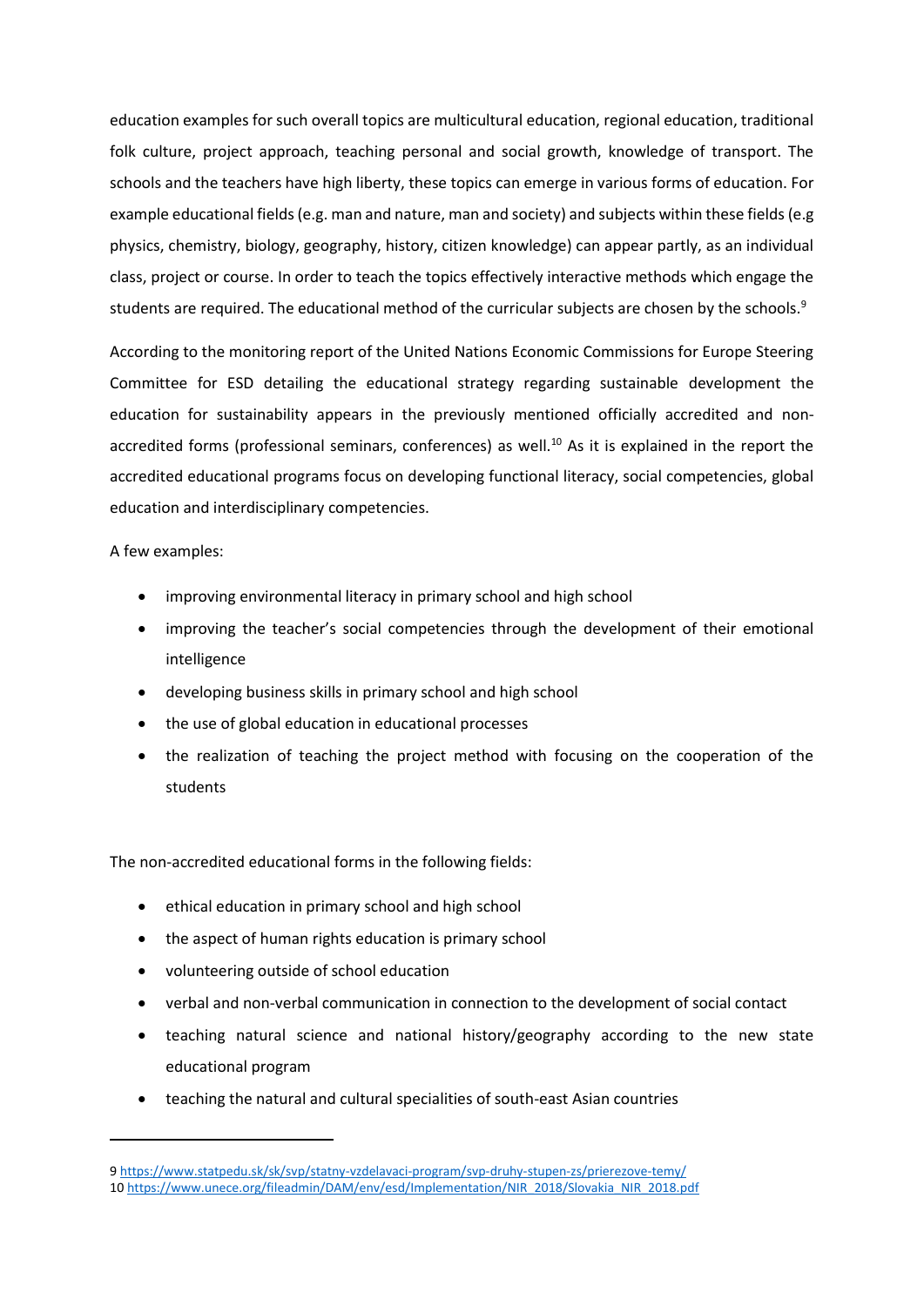education examples for such overall topics are multicultural education, regional education, traditional folk culture, project approach, teaching personal and social growth, knowledge of transport. The schools and the teachers have high liberty, these topics can emerge in various forms of education. For example educational fields (e.g. man and nature, man and society) and subjects within these fields (e.g physics, chemistry, biology, geography, history, citizen knowledge) can appear partly, as an individual class, project or course. In order to teach the topics effectively interactive methods which engage the students are required. The educational method of the curricular subjects are chosen by the schools.[9]

According to the monitoring report of the United Nations Economic Commissions for Europe Steering Committee for ESD detailing the educational strategy regarding sustainable development the education for sustainability appears in the previously mentioned officially accredited and non-accredited forms (professional seminars, conferences) as well.[10] As it is explained in the report the accredited educational programs focus on developing functional literacy, social competencies, global education and interdisciplinary competencies.

A few examples:

- improving environmental literacy in primary school and high school
- improving the teacher's social competencies through the development of their emotional intelligence
- developing business skills in primary school and high school
- the use of global education in educational processes
- the realization of teaching the project method with focusing on the cooperation of the students

The non-accredited educational forms in the following fields:

- ethical education in primary school and high school
- the aspect of human rights education is primary school
- volunteering outside of school education
- verbal and non-verbal communication in connection to the development of social contact
- teaching natural science and national history/geography according to the new state educational program
- teaching the natural and cultural specialities of south-east Asian countries

---

9 https://www.statpedu.sk/sk/svp/statny-vzdelavaci-program/svp-druhy-stupen-zs/prierezove-temy/

10 https://www.unece.org/fileadmin/DAM/env/esd/Implementation/NIR_2018/Slovakia_NIR_2018.pdf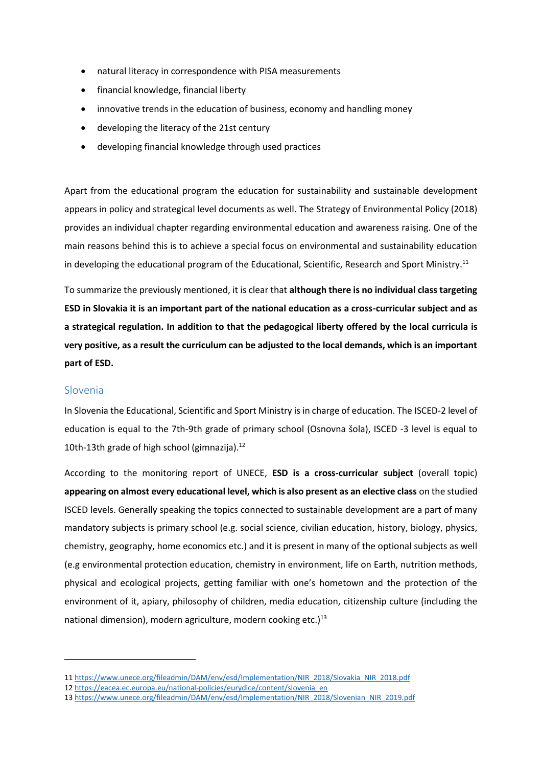- natural literacy in correspondence with PISA measurements
- financial knowledge, financial liberty
- innovative trends in the education of business, economy and handling money
- developing the literacy of the 21st century
- developing financial knowledge through used practices

Apart from the educational program the education for sustainability and sustainable development appears in policy and strategical level documents as well. The Strategy of Environmental Policy (2018) provides an individual chapter regarding environmental education and awareness raising. One of the main reasons behind this is to achieve a special focus on environmental and sustainability education in developing the educational program of the Educational, Scientific, Research and Sport Ministry.[11]

To summarize the previously mentioned, it is clear that **although there is no individual class targeting ESD in Slovakia it is an important part of the national education as a cross-curricular subject and as a strategical regulation. In addition to that the pedagogical liberty offered by the local curricula is very positive, as a result the curriculum can be adjusted to the local demands, which is an important part of ESD.**

## Slovenia

In Slovenia the Educational, Scientific and Sport Ministry is in charge of education. The ISCED-2 level of education is equal to the 7th-9th grade of primary school (Osnovna šola), ISCED -3 level is equal to 10th-13th grade of high school (gimnazija).[12]

According to the monitoring report of UNECE, **ESD is a cross-curricular subject** (overall topic) **appearing on almost every educational level, which is also present as an elective class** on the studied ISCED levels. Generally speaking the topics connected to sustainable development are a part of many mandatory subjects is primary school (e.g. social science, civilian education, history, biology, physics, chemistry, geography, home economics etc.) and it is present in many of the optional subjects as well (e.g environmental protection education, chemistry in environment, life on Earth, nutrition methods, physical and ecological projects, getting familiar with one's hometown and the protection of the environment of it, apiary, philosophy of children, media education, citizenship culture (including the national dimension), modern agriculture, modern cooking etc.)[13]

---

11 https://www.unece.org/fileadmin/DAM/env/esd/Implementation/NIR_2018/Slovakia_NIR_2018.pdf
12 https://eacea.ec.europa.eu/national-policies/eurydice/content/slovenia_en
13 https://www.unece.org/fileadmin/DAM/env/esd/Implementation/NIR_2018/Slovenian_NIR_2019.pdf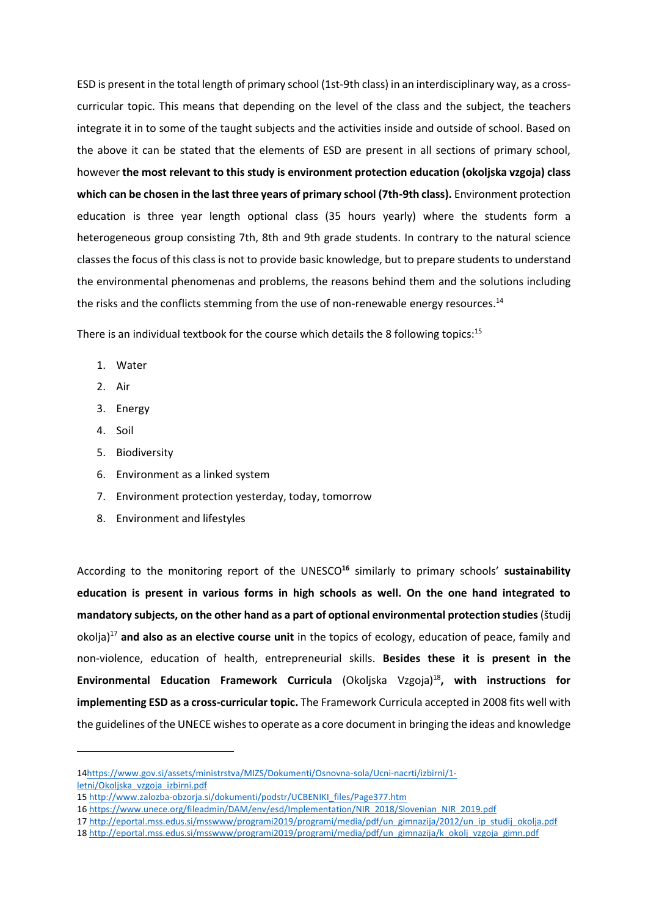ESD is present in the total length of primary school (1st-9th class) in an interdisciplinary way, as a cross-curricular topic. This means that depending on the level of the class and the subject, the teachers integrate it in to some of the taught subjects and the activities inside and outside of school. Based on the above it can be stated that the elements of ESD are present in all sections of primary school, however **the most relevant to this study is environment protection education (okoljska vzgoja) class which can be chosen in the last three years of primary school (7th-9th class).** Environment protection education is three year length optional class (35 hours yearly) where the students form a heterogeneous group consisting 7th, 8th and 9th grade students. In contrary to the natural science classes the focus of this class is not to provide basic knowledge, but to prepare students to understand the environmental phenomenas and problems, the reasons behind them and the solutions including the risks and the conflicts stemming from the use of non-renewable energy resources.[14]

There is an individual textbook for the course which details the 8 following topics:[15]

1. Water
2. Air
3. Energy
4. Soil
5. Biodiversity
6. Environment as a linked system
7. Environment protection yesterday, today, tomorrow
8. Environment and lifestyles

According to the monitoring report of the UNESCO[16] similarly to primary schools' **sustainability education is present in various forms in high schools as well. On the one hand integrated to mandatory subjects, on the other hand as a part of optional environmental protection studies** (študij okolja)[17] **and also as an elective course unit** in the topics of ecology, education of peace, family and non-violence, education of health, entrepreneurial skills. **Besides these it is present in the Environmental Education Framework Curricula** (Okoljska Vzgoja)[18]**, with instructions for implementing ESD as a cross-curricular topic.** The Framework Curricula accepted in 2008 fits well with the guidelines of the UNECE wishes to operate as a core document in bringing the ideas and knowledge

---

14 https://www.gov.si/assets/ministrstva/MIZS/Dokumenti/Osnovna-sola/Ucni-nacrti/izbirni/1-letni/Okoljska_vzgoja_izbirni.pdf

15 http://www.zalozba-obzorja.si/dokumenti/podstr/UCBENIKI_files/Page377.htm

16 https://www.unece.org/fileadmin/DAM/env/esd/Implementation/NIR_2018/Slovenian_NIR_2019.pdf

17 http://eportal.mss.edus.si/msswww/programi2019/programi/media/pdf/un_gimnazija/2012/un_ip_studij_okolja.pdf

18 http://eportal.mss.edus.si/msswww/programi2019/programi/media/pdf/un_gimnazija/k_okolj_vzgoja_gimn.pdf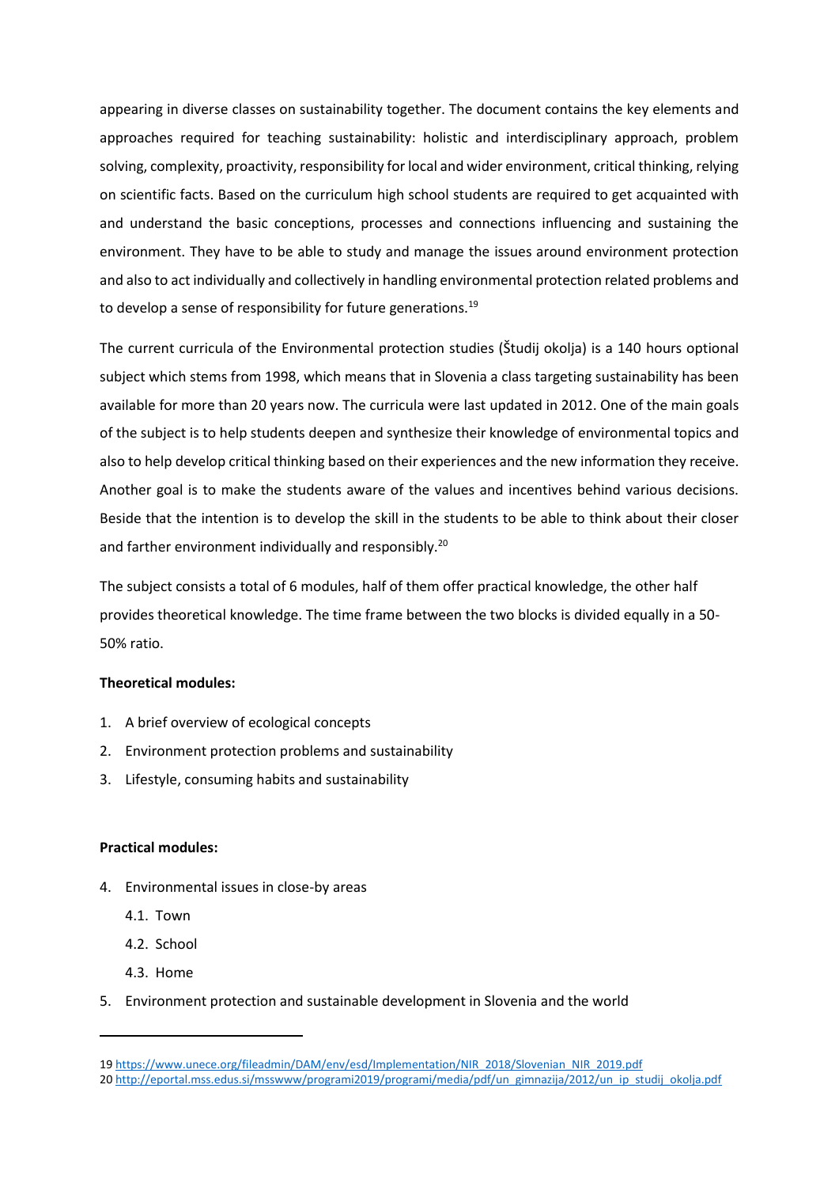appearing in diverse classes on sustainability together. The document contains the key elements and approaches required for teaching sustainability: holistic and interdisciplinary approach, problem solving, complexity, proactivity, responsibility for local and wider environment, critical thinking, relying on scientific facts. Based on the curriculum high school students are required to get acquainted with and understand the basic conceptions, processes and connections influencing and sustaining the environment. They have to be able to study and manage the issues around environment protection and also to act individually and collectively in handling environmental protection related problems and to develop a sense of responsibility for future generations.[19]

The current curricula of the Environmental protection studies (Študij okolja) is a 140 hours optional subject which stems from 1998, which means that in Slovenia a class targeting sustainability has been available for more than 20 years now. The curricula were last updated in 2012. One of the main goals of the subject is to help students deepen and synthesize their knowledge of environmental topics and also to help develop critical thinking based on their experiences and the new information they receive. Another goal is to make the students aware of the values and incentives behind various decisions. Beside that the intention is to develop the skill in the students to be able to think about their closer and farther environment individually and responsibly.[20]

The subject consists a total of 6 modules, half of them offer practical knowledge, the other half provides theoretical knowledge. The time frame between the two blocks is divided equally in a 50-50% ratio.

**Theoretical modules:**

1. A brief overview of ecological concepts
2. Environment protection problems and sustainability
3. Lifestyle, consuming habits and sustainability

**Practical modules:**

4. Environmental issues in close-by areas
   4.1. Town
   4.2. School
   4.3. Home
5. Environment protection and sustainable development in Slovenia and the world

19 https://www.unece.org/fileadmin/DAM/env/esd/Implementation/NIR_2018/Slovenian_NIR_2019.pdf
20 http://eportal.mss.edus.si/msswww/programi2019/programi/media/pdf/un_gimnazija/2012/un_ip_studij_okolja.pdf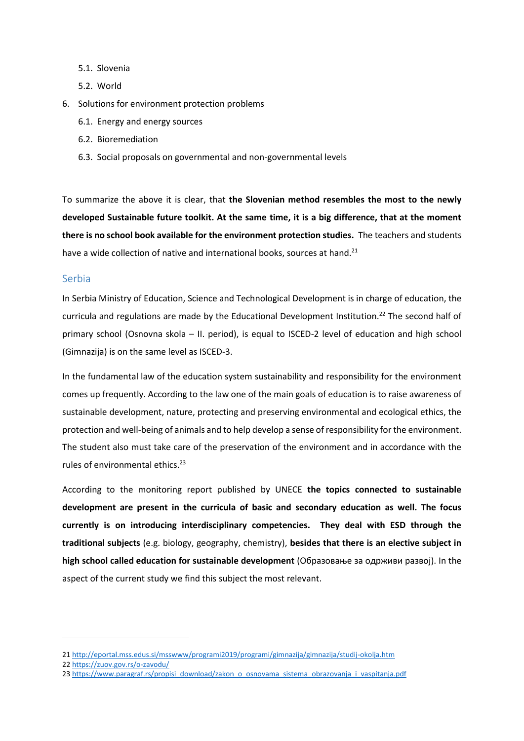- 5.1. Slovenia
   - 5.2. World
6. Solutions for environment protection problems
   - 6.1. Energy and energy sources
   - 6.2. Bioremediation
   - 6.3. Social proposals on governmental and non-governmental levels

To summarize the above it is clear, that **the Slovenian method resembles the most to the newly developed Sustainable future toolkit. At the same time, it is a big difference, that at the moment there is no school book available for the environment protection studies.** The teachers and students have a wide collection of native and international books, sources at hand.[21]

## Serbia

In Serbia Ministry of Education, Science and Technological Development is in charge of education, the curricula and regulations are made by the Educational Development Institution.[22] The second half of primary school (Osnovna skola – II. period), is equal to ISCED-2 level of education and high school (Gimnazija) is on the same level as ISCED-3.

In the fundamental law of the education system sustainability and responsibility for the environment comes up frequently. According to the law one of the main goals of education is to raise awareness of sustainable development, nature, protecting and preserving environmental and ecological ethics, the protection and well-being of animals and to help develop a sense of responsibility for the environment. The student also must take care of the preservation of the environment and in accordance with the rules of environmental ethics.[23]

According to the monitoring report published by UNECE **the topics connected to sustainable development are present in the curricula of basic and secondary education as well. The focus currently is on introducing interdisciplinary competencies. They deal with ESD through the traditional subjects** (e.g. biology, geography, chemistry), **besides that there is an elective subject in high school called education for sustainable development** (Образовање за одрживи развој). In the aspect of the current study we find this subject the most relevant.

---

21 http://eportal.mss.edus.si/msswww/programi2019/programi/gimnazija/gimnazija/studij-okolja.htm

22 https://zuov.gov.rs/o-zavodu/

23 https://www.paragraf.rs/propisi_download/zakon_o_osnovama_sistema_obrazovanja_i_vaspitanja.pdf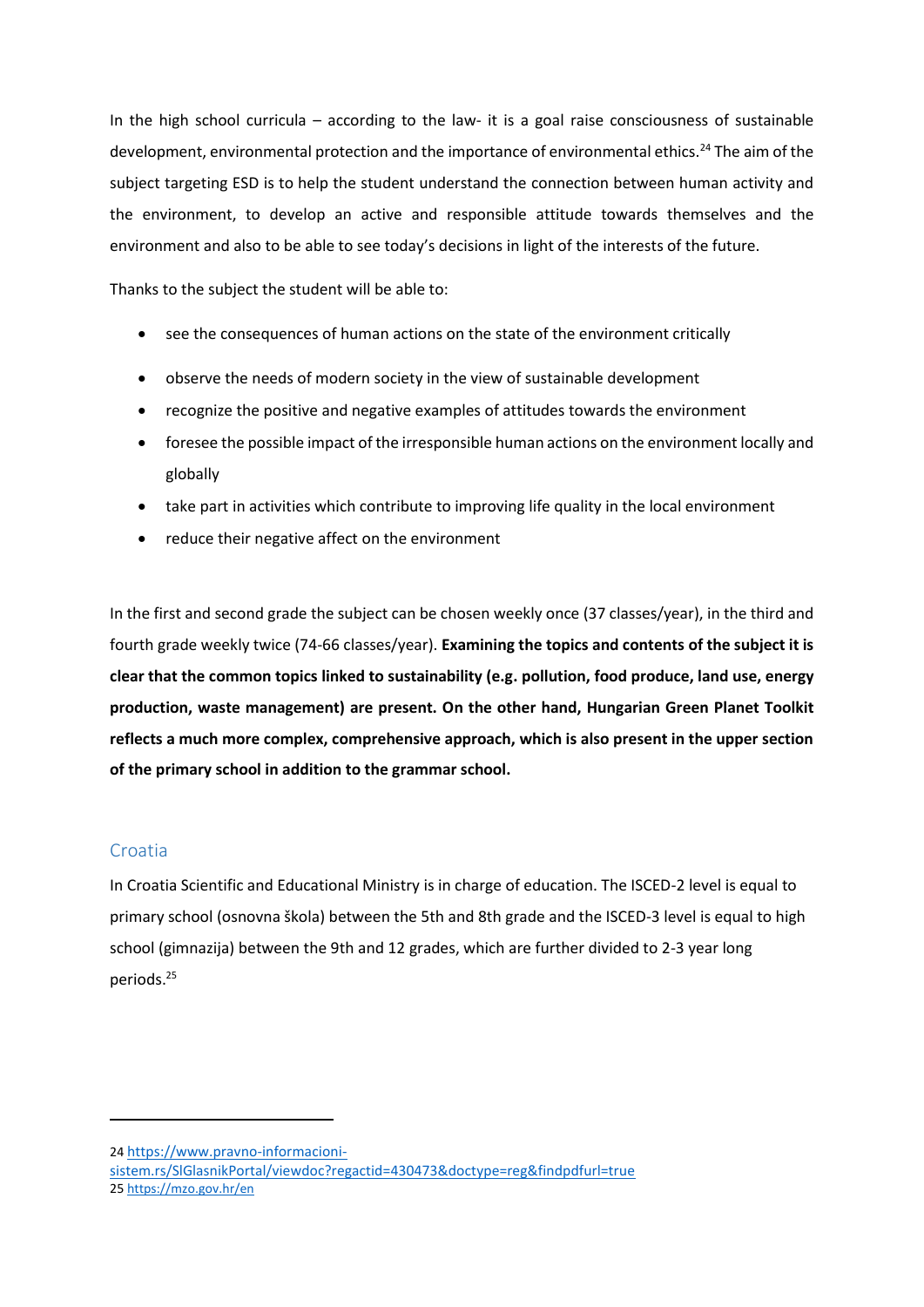In the high school curricula – according to the law- it is a goal raise consciousness of sustainable development, environmental protection and the importance of environmental ethics.[24] The aim of the subject targeting ESD is to help the student understand the connection between human activity and the environment, to develop an active and responsible attitude towards themselves and the environment and also to be able to see today's decisions in light of the interests of the future.

Thanks to the subject the student will be able to:

- see the consequences of human actions on the state of the environment critically
- observe the needs of modern society in the view of sustainable development
- recognize the positive and negative examples of attitudes towards the environment
- foresee the possible impact of the irresponsible human actions on the environment locally and globally
- take part in activities which contribute to improving life quality in the local environment
- reduce their negative affect on the environment

In the first and second grade the subject can be chosen weekly once (37 classes/year), in the third and fourth grade weekly twice (74-66 classes/year). **Examining the topics and contents of the subject it is clear that the common topics linked to sustainability (e.g. pollution, food produce, land use, energy production, waste management) are present. On the other hand, Hungarian Green Planet Toolkit reflects a much more complex, comprehensive approach, which is also present in the upper section of the primary school in addition to the grammar school.**

## Croatia

In Croatia Scientific and Educational Ministry is in charge of education. The ISCED-2 level is equal to primary school (osnovna škola) between the 5th and 8th grade and the ISCED-3 level is equal to high school (gimnazija) between the 9th and 12 grades, which are further divided to 2-3 year long periods.[25]

---

24 https://www.pravno-informacioni-sistem.rs/SlGlasnikPortal/viewdoc?regactid=430473&doctype=reg&findpdfurl=true

25 https://mzo.gov.hr/en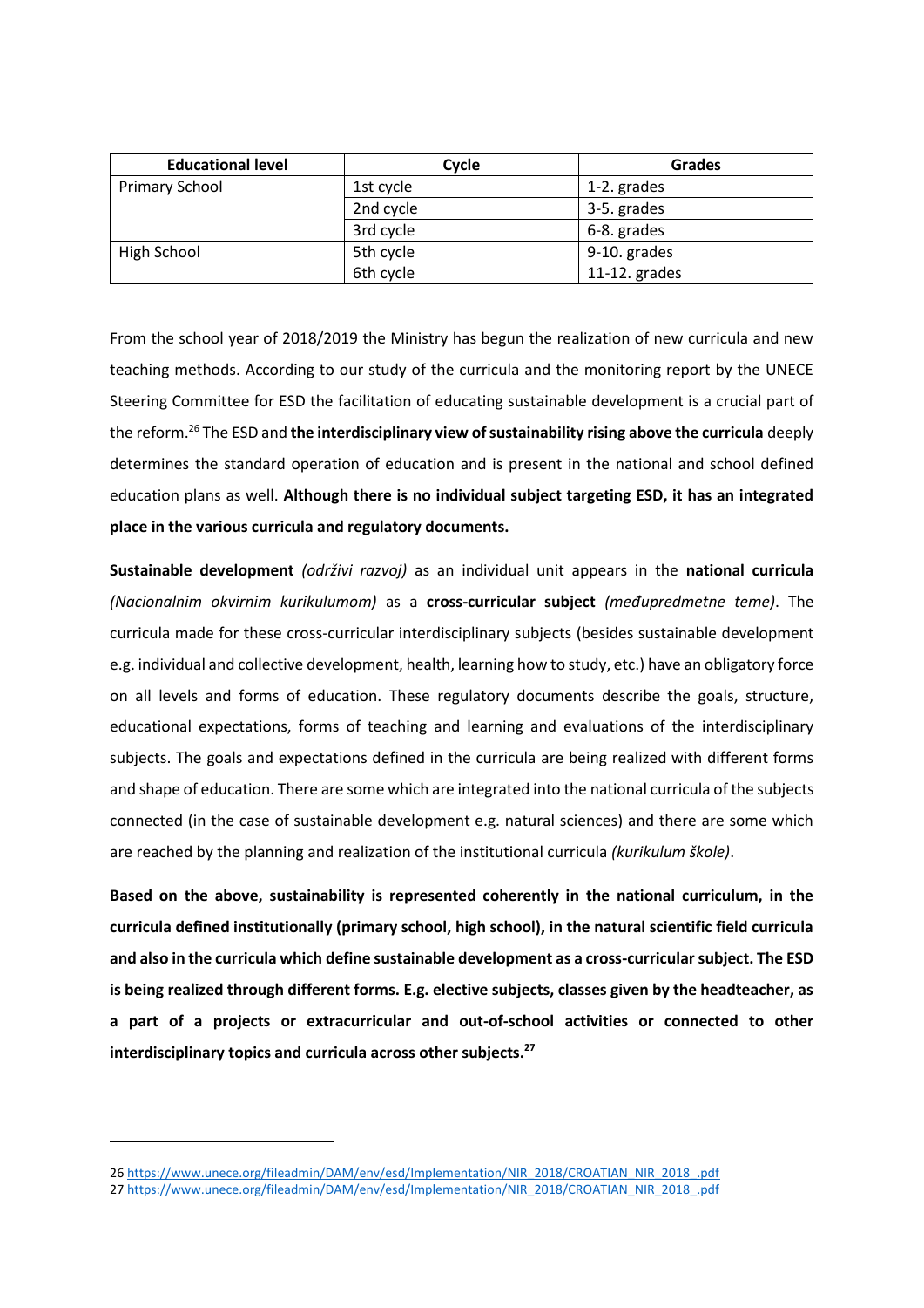| Educational level | Cycle | Grades |
|---|---|---|
| Primary School | 1st cycle | 1-2. grades |
| | 2nd cycle | 3-5. grades |
| | 3rd cycle | 6-8. grades |
| High School | 5th cycle | 9-10. grades |
| | 6th cycle | 11-12. grades |

From the school year of 2018/2019 the Ministry has begun the realization of new curricula and new teaching methods. According to our study of the curricula and the monitoring report by the UNECE Steering Committee for ESD the facilitation of educating sustainable development is a crucial part of the reform.[26] The ESD and **the interdisciplinary view of sustainability rising above the curricula** deeply determines the standard operation of education and is present in the national and school defined education plans as well. **Although there is no individual subject targeting ESD, it has an integrated place in the various curricula and regulatory documents.**

**Sustainable development** *(održivi razvoj)* as an individual unit appears in the **national curricula** *(Nacionalnim okvirnim kurikulumom)* as a **cross-curricular subject** *(međupredmetne teme)*. The curricula made for these cross-curricular interdisciplinary subjects (besides sustainable development e.g. individual and collective development, health, learning how to study, etc.) have an obligatory force on all levels and forms of education. These regulatory documents describe the goals, structure, educational expectations, forms of teaching and learning and evaluations of the interdisciplinary subjects. The goals and expectations defined in the curricula are being realized with different forms and shape of education. There are some which are integrated into the national curricula of the subjects connected (in the case of sustainable development e.g. natural sciences) and there are some which are reached by the planning and realization of the institutional curricula *(kurikulum škole)*.

**Based on the above, sustainability is represented coherently in the national curriculum, in the curricula defined institutionally (primary school, high school), in the natural scientific field curricula and also in the curricula which define sustainable development as a cross-curricular subject. The ESD is being realized through different forms. E.g. elective subjects, classes given by the headteacher, as a part of a projects or extracurricular and out-of-school activities or connected to other interdisciplinary topics and curricula across other subjects.**[27]

---

26 https://www.unece.org/fileadmin/DAM/env/esd/Implementation/NIR_2018/CROATIAN_NIR_2018_.pdf
27 https://www.unece.org/fileadmin/DAM/env/esd/Implementation/NIR_2018/CROATIAN_NIR_2018_.pdf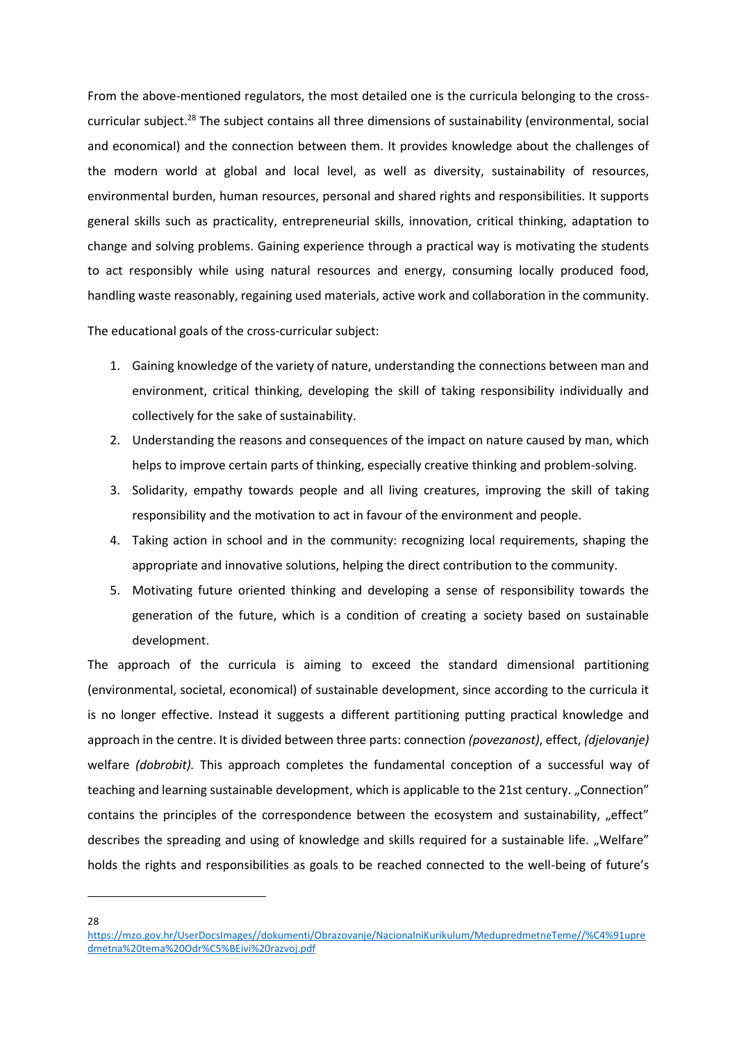From the above-mentioned regulators, the most detailed one is the curricula belonging to the cross-curricular subject.[28] The subject contains all three dimensions of sustainability (environmental, social and economical) and the connection between them. It provides knowledge about the challenges of the modern world at global and local level, as well as diversity, sustainability of resources, environmental burden, human resources, personal and shared rights and responsibilities. It supports general skills such as practicality, entrepreneurial skills, innovation, critical thinking, adaptation to change and solving problems. Gaining experience through a practical way is motivating the students to act responsibly while using natural resources and energy, consuming locally produced food, handling waste reasonably, regaining used materials, active work and collaboration in the community.

The educational goals of the cross-curricular subject:

1. Gaining knowledge of the variety of nature, understanding the connections between man and environment, critical thinking, developing the skill of taking responsibility individually and collectively for the sake of sustainability.
2. Understanding the reasons and consequences of the impact on nature caused by man, which helps to improve certain parts of thinking, especially creative thinking and problem-solving.
3. Solidarity, empathy towards people and all living creatures, improving the skill of taking responsibility and the motivation to act in favour of the environment and people.
4. Taking action in school and in the community: recognizing local requirements, shaping the appropriate and innovative solutions, helping the direct contribution to the community.
5. Motivating future oriented thinking and developing a sense of responsibility towards the generation of the future, which is a condition of creating a society based on sustainable development.

The approach of the curricula is aiming to exceed the standard dimensional partitioning (environmental, societal, economical) of sustainable development, since according to the curricula it is no longer effective. Instead it suggests a different partitioning putting practical knowledge and approach in the centre. It is divided between three parts: connection *(povezanost)*, effect, *(djelovanje)* welfare *(dobrobit).* This approach completes the fundamental conception of a successful way of teaching and learning sustainable development, which is applicable to the 21st century. „Connection" contains the principles of the correspondence between the ecosystem and sustainability, „effect" describes the spreading and using of knowledge and skills required for a sustainable life. „Welfare" holds the rights and responsibilities as goals to be reached connected to the well-being of future's

28 https://mzo.gov.hr/UserDocsImages//dokumenti/Obrazovanje/NacionalniKurikulum/MedupredmetneTeme//%C4%91upredmetna%20tema%20Odr%C5%BEivi%20razvoj.pdf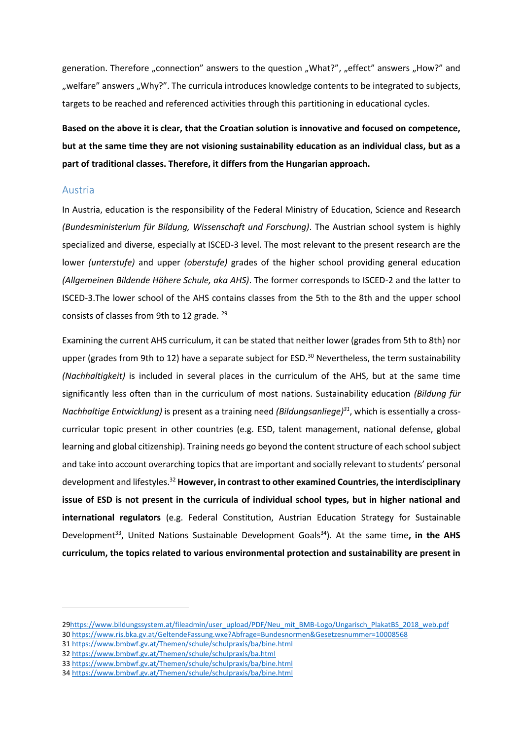generation. Therefore „connection" answers to the question „What?", „effect" answers „How?" and „welfare" answers „Why?". The curricula introduces knowledge contents to be integrated to subjects, targets to be reached and referenced activities through this partitioning in educational cycles.

**Based on the above it is clear, that the Croatian solution is innovative and focused on competence, but at the same time they are not visioning sustainability education as an individual class, but as a part of traditional classes. Therefore, it differs from the Hungarian approach.**

## Austria

In Austria, education is the responsibility of the Federal Ministry of Education, Science and Research *(Bundesministerium für Bildung, Wissenschaft und Forschung)*. The Austrian school system is highly specialized and diverse, especially at ISCED-3 level. The most relevant to the present research are the lower *(unterstufe)* and upper *(oberstufe)* grades of the higher school providing general education *(Allgemeinen Bildende Höhere Schule, aka AHS)*. The former corresponds to ISCED-2 and the latter to ISCED-3.The lower school of the AHS contains classes from the 5th to the 8th and the upper school consists of classes from 9th to 12 grade. [29]

Examining the current AHS curriculum, it can be stated that neither lower (grades from 5th to 8th) nor upper (grades from 9th to 12) have a separate subject for ESD.[30] Nevertheless, the term sustainability *(Nachhaltigkeit)* is included in several places in the curriculum of the AHS, but at the same time significantly less often than in the curriculum of most nations. Sustainability education *(Bildung für Nachhaltige Entwicklung)* is present as a training need *(Bildungsanliege)*[31], which is essentially a cross-curricular topic present in other countries (e.g. ESD, talent management, national defense, global learning and global citizenship). Training needs go beyond the content structure of each school subject and take into account overarching topics that are important and socially relevant to students' personal development and lifestyles.[32] **However, in contrast to other examined Countries, the interdisciplinary issue of ESD is not present in the curricula of individual school types, but in higher national and international regulators** (e.g. Federal Constitution, Austrian Education Strategy for Sustainable Development[33], United Nations Sustainable Development Goals[34]). At the same time**, in the AHS curriculum, the topics related to various environmental protection and sustainability are present in**

---

29 https://www.bildungssystem.at/fileadmin/user_upload/PDF/Neu_mit_BMB-Logo/Ungarisch_PlakatBS_2018_web.pdf
30 https://www.ris.bka.gv.at/GeltendeFassung.wxe?Abfrage=Bundesnormen&Gesetzesnummer=10008568
31 https://www.bmbwf.gv.at/Themen/schule/schulpraxis/ba/bine.html
32 https://www.bmbwf.gv.at/Themen/schule/schulpraxis/ba.html
33 https://www.bmbwf.gv.at/Themen/schule/schulpraxis/ba/bine.html
34 https://www.bmbwf.gv.at/Themen/schule/schulpraxis/ba/bine.html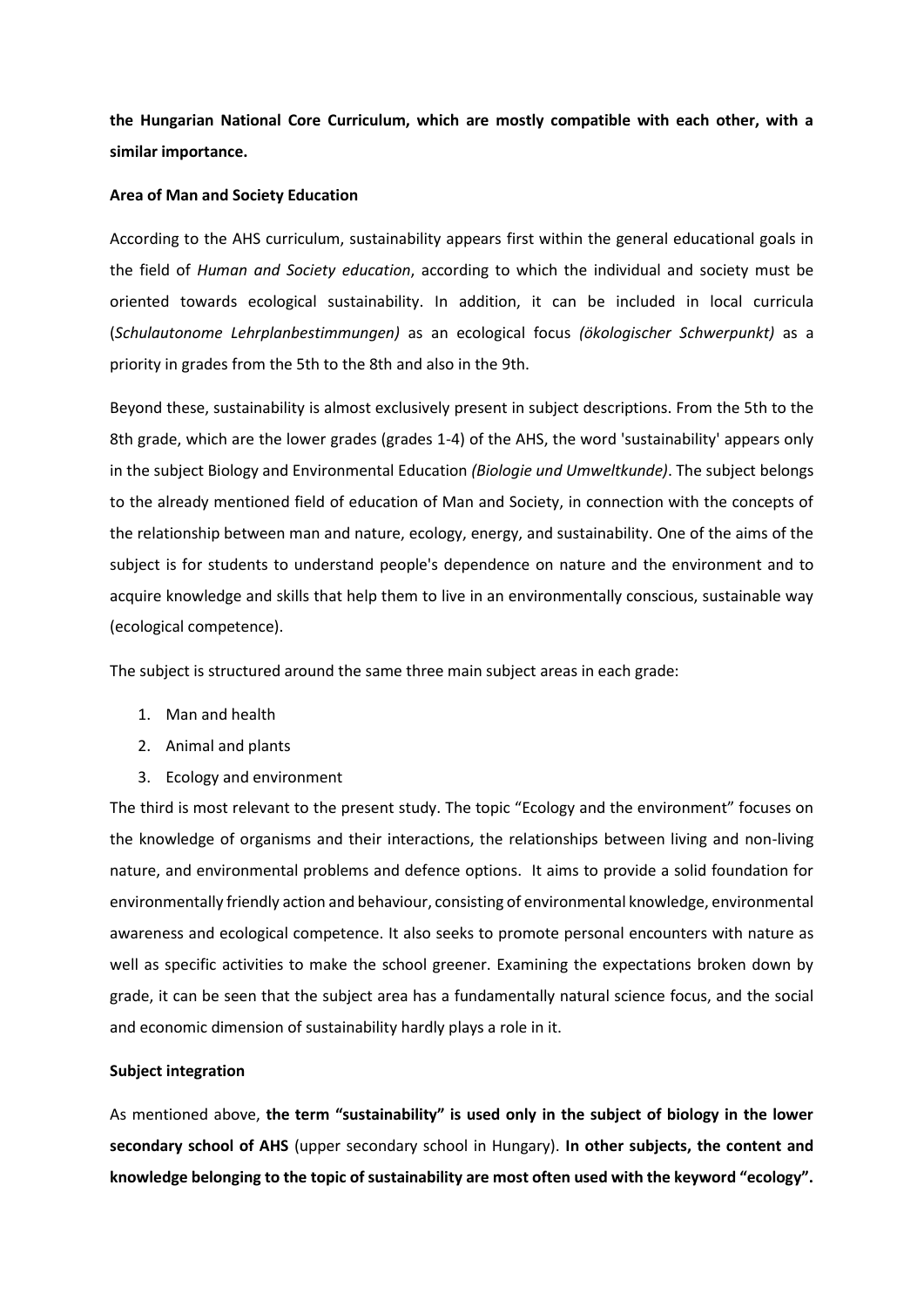**the Hungarian National Core Curriculum, which are mostly compatible with each other, with a similar importance.**

**Area of Man and Society Education**

According to the AHS curriculum, sustainability appears first within the general educational goals in the field of *Human and Society education*, according to which the individual and society must be oriented towards ecological sustainability. In addition, it can be included in local curricula (*Schulautonome Lehrplanbestimmungen)* as an ecological focus *(ökologischer Schwerpunkt)* as a priority in grades from the 5th to the 8th and also in the 9th.

Beyond these, sustainability is almost exclusively present in subject descriptions. From the 5th to the 8th grade, which are the lower grades (grades 1-4) of the AHS, the word 'sustainability' appears only in the subject Biology and Environmental Education *(Biologie und Umweltkunde)*. The subject belongs to the already mentioned field of education of Man and Society, in connection with the concepts of the relationship between man and nature, ecology, energy, and sustainability. One of the aims of the subject is for students to understand people's dependence on nature and the environment and to acquire knowledge and skills that help them to live in an environmentally conscious, sustainable way (ecological competence).

The subject is structured around the same three main subject areas in each grade:

1. Man and health
2. Animal and plants
3. Ecology and environment

The third is most relevant to the present study. The topic "Ecology and the environment" focuses on the knowledge of organisms and their interactions, the relationships between living and non-living nature, and environmental problems and defence options. It aims to provide a solid foundation for environmentally friendly action and behaviour, consisting of environmental knowledge, environmental awareness and ecological competence. It also seeks to promote personal encounters with nature as well as specific activities to make the school greener. Examining the expectations broken down by grade, it can be seen that the subject area has a fundamentally natural science focus, and the social and economic dimension of sustainability hardly plays a role in it.

**Subject integration**

As mentioned above, **the term "sustainability" is used only in the subject of biology in the lower secondary school of AHS** (upper secondary school in Hungary). **In other subjects, the content and knowledge belonging to the topic of sustainability are most often used with the keyword "ecology".**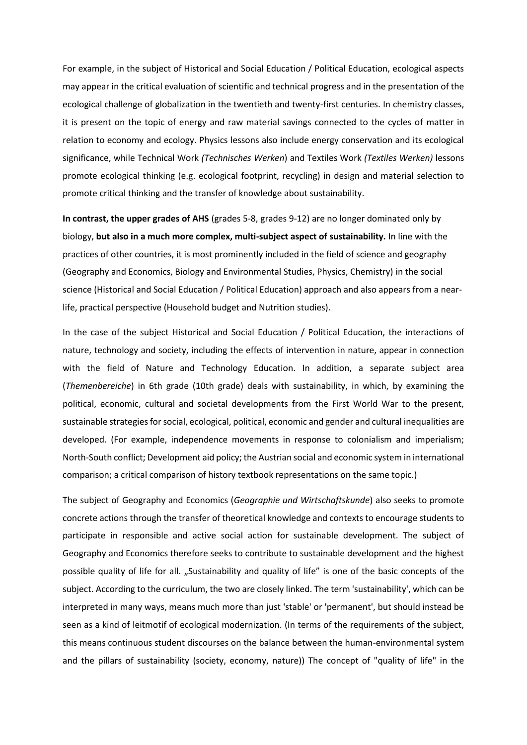For example, in the subject of Historical and Social Education / Political Education, ecological aspects may appear in the critical evaluation of scientific and technical progress and in the presentation of the ecological challenge of globalization in the twentieth and twenty-first centuries. In chemistry classes, it is present on the topic of energy and raw material savings connected to the cycles of matter in relation to economy and ecology. Physics lessons also include energy conservation and its ecological significance, while Technical Work *(Technisches Werken*) and Textiles Work *(Textiles Werken)* lessons promote ecological thinking (e.g. ecological footprint, recycling) in design and material selection to promote critical thinking and the transfer of knowledge about sustainability.

**In contrast, the upper grades of AHS** (grades 5-8, grades 9-12) are no longer dominated only by biology, **but also in a much more complex, multi-subject aspect of sustainability.** In line with the practices of other countries, it is most prominently included in the field of science and geography (Geography and Economics, Biology and Environmental Studies, Physics, Chemistry) in the social science (Historical and Social Education / Political Education) approach and also appears from a near-life, practical perspective (Household budget and Nutrition studies).

In the case of the subject Historical and Social Education / Political Education, the interactions of nature, technology and society, including the effects of intervention in nature, appear in connection with the field of Nature and Technology Education. In addition, a separate subject area (*Themenbereiche*) in 6th grade (10th grade) deals with sustainability, in which, by examining the political, economic, cultural and societal developments from the First World War to the present, sustainable strategies for social, ecological, political, economic and gender and cultural inequalities are developed. (For example, independence movements in response to colonialism and imperialism; North-South conflict; Development aid policy; the Austrian social and economic system in international comparison; a critical comparison of history textbook representations on the same topic.)

The subject of Geography and Economics (*Geographie und Wirtschaftskunde*) also seeks to promote concrete actions through the transfer of theoretical knowledge and contexts to encourage students to participate in responsible and active social action for sustainable development. The subject of Geography and Economics therefore seeks to contribute to sustainable development and the highest possible quality of life for all. „Sustainability and quality of life" is one of the basic concepts of the subject. According to the curriculum, the two are closely linked. The term 'sustainability', which can be interpreted in many ways, means much more than just 'stable' or 'permanent', but should instead be seen as a kind of leitmotif of ecological modernization. (In terms of the requirements of the subject, this means continuous student discourses on the balance between the human-environmental system and the pillars of sustainability (society, economy, nature)) The concept of "quality of life" in the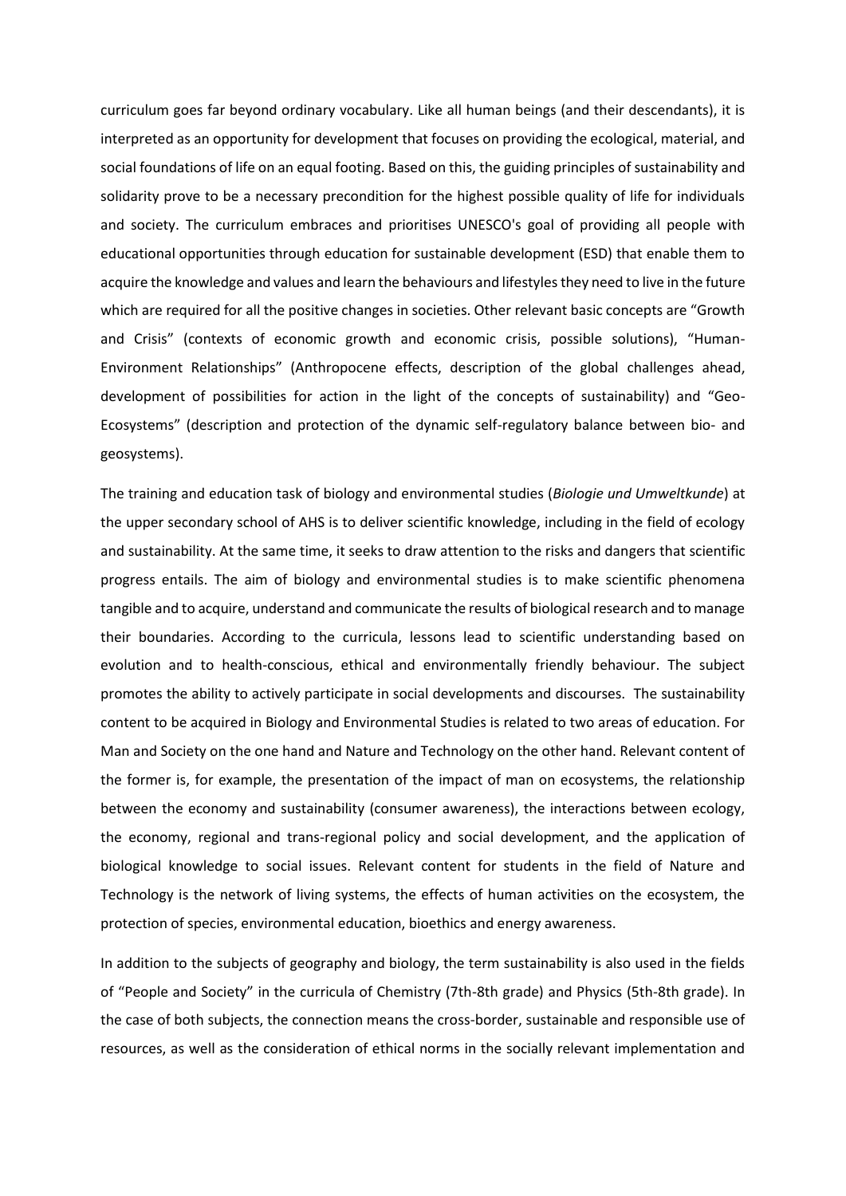curriculum goes far beyond ordinary vocabulary. Like all human beings (and their descendants), it is interpreted as an opportunity for development that focuses on providing the ecological, material, and social foundations of life on an equal footing. Based on this, the guiding principles of sustainability and solidarity prove to be a necessary precondition for the highest possible quality of life for individuals and society. The curriculum embraces and prioritises UNESCO's goal of providing all people with educational opportunities through education for sustainable development (ESD) that enable them to acquire the knowledge and values and learn the behaviours and lifestyles they need to live in the future which are required for all the positive changes in societies. Other relevant basic concepts are "Growth and Crisis" (contexts of economic growth and economic crisis, possible solutions), "Human-Environment Relationships" (Anthropocene effects, description of the global challenges ahead, development of possibilities for action in the light of the concepts of sustainability) and "Geo-Ecosystems" (description and protection of the dynamic self-regulatory balance between bio- and geosystems).

The training and education task of biology and environmental studies (*Biologie und Umweltkunde*) at the upper secondary school of AHS is to deliver scientific knowledge, including in the field of ecology and sustainability. At the same time, it seeks to draw attention to the risks and dangers that scientific progress entails. The aim of biology and environmental studies is to make scientific phenomena tangible and to acquire, understand and communicate the results of biological research and to manage their boundaries. According to the curricula, lessons lead to scientific understanding based on evolution and to health-conscious, ethical and environmentally friendly behaviour. The subject promotes the ability to actively participate in social developments and discourses. The sustainability content to be acquired in Biology and Environmental Studies is related to two areas of education. For Man and Society on the one hand and Nature and Technology on the other hand. Relevant content of the former is, for example, the presentation of the impact of man on ecosystems, the relationship between the economy and sustainability (consumer awareness), the interactions between ecology, the economy, regional and trans-regional policy and social development, and the application of biological knowledge to social issues. Relevant content for students in the field of Nature and Technology is the network of living systems, the effects of human activities on the ecosystem, the protection of species, environmental education, bioethics and energy awareness.

In addition to the subjects of geography and biology, the term sustainability is also used in the fields of "People and Society" in the curricula of Chemistry (7th-8th grade) and Physics (5th-8th grade). In the case of both subjects, the connection means the cross-border, sustainable and responsible use of resources, as well as the consideration of ethical norms in the socially relevant implementation and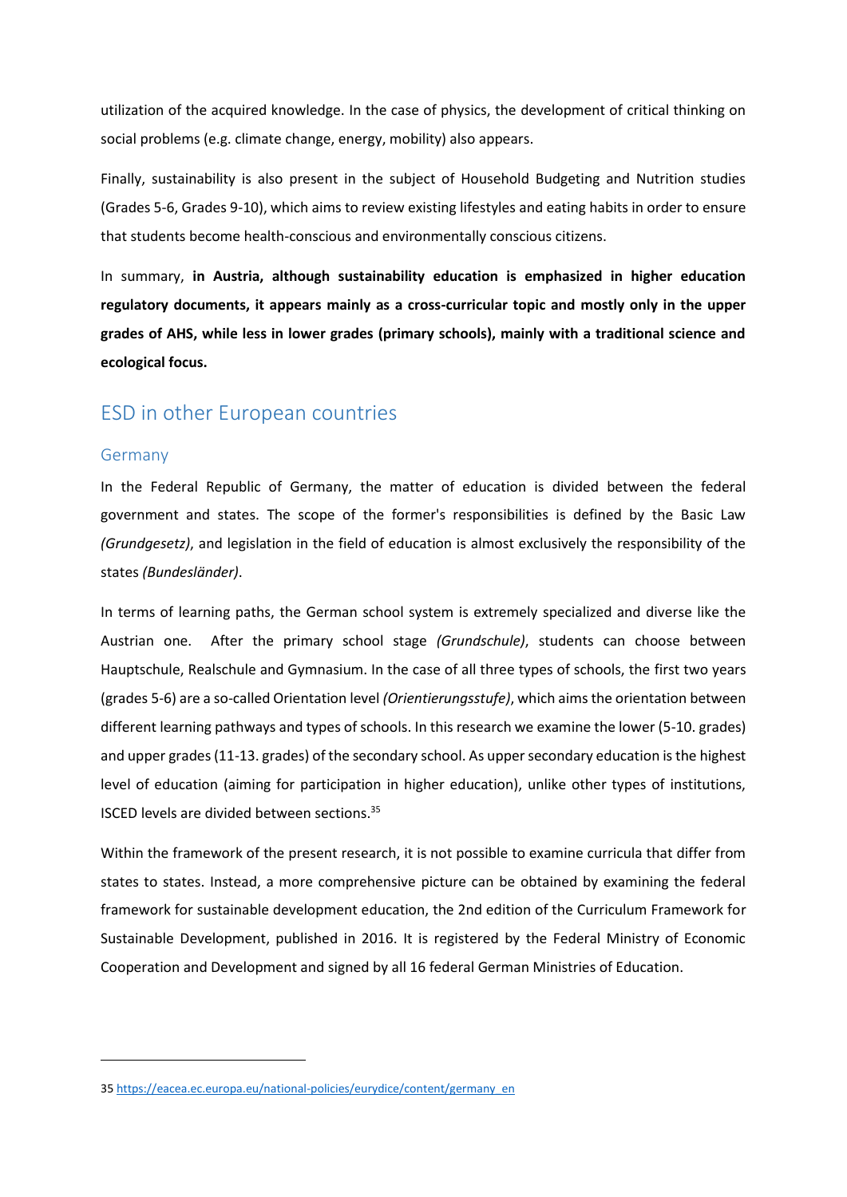utilization of the acquired knowledge. In the case of physics, the development of critical thinking on social problems (e.g. climate change, energy, mobility) also appears.

Finally, sustainability is also present in the subject of Household Budgeting and Nutrition studies (Grades 5-6, Grades 9-10), which aims to review existing lifestyles and eating habits in order to ensure that students become health-conscious and environmentally conscious citizens.

In summary, **in Austria, although sustainability education is emphasized in higher education regulatory documents, it appears mainly as a cross-curricular topic and mostly only in the upper grades of AHS, while less in lower grades (primary schools), mainly with a traditional science and ecological focus.**

## ESD in other European countries

### Germany

In the Federal Republic of Germany, the matter of education is divided between the federal government and states. The scope of the former's responsibilities is defined by the Basic Law *(Grundgesetz)*, and legislation in the field of education is almost exclusively the responsibility of the states *(Bundesländer)*.

In terms of learning paths, the German school system is extremely specialized and diverse like the Austrian one. After the primary school stage *(Grundschule)*, students can choose between Hauptschule, Realschule and Gymnasium. In the case of all three types of schools, the first two years (grades 5-6) are a so-called Orientation level *(Orientierungsstufe)*, which aims the orientation between different learning pathways and types of schools. In this research we examine the lower (5-10. grades) and upper grades (11-13. grades) of the secondary school. As upper secondary education is the highest level of education (aiming for participation in higher education), unlike other types of institutions, ISCED levels are divided between sections.[35]

Within the framework of the present research, it is not possible to examine curricula that differ from states to states. Instead, a more comprehensive picture can be obtained by examining the federal framework for sustainable development education, the 2nd edition of the Curriculum Framework for Sustainable Development, published in 2016. It is registered by the Federal Ministry of Economic Cooperation and Development and signed by all 16 federal German Ministries of Education.

---

35 https://eacea.ec.europa.eu/national-policies/eurydice/content/germany_en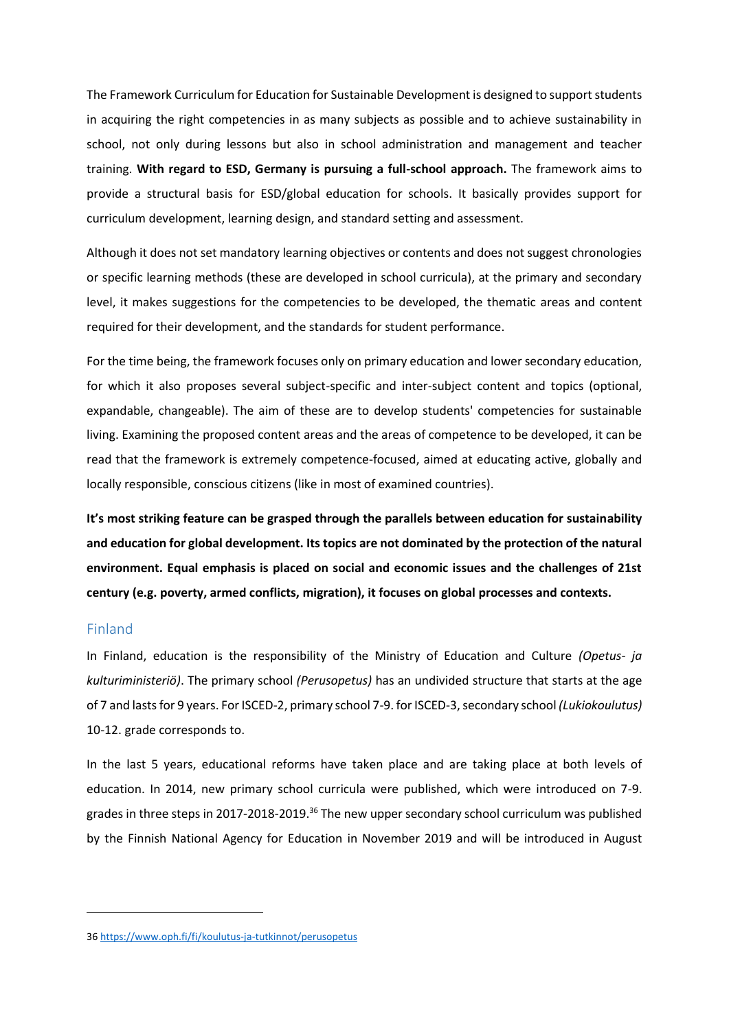The Framework Curriculum for Education for Sustainable Development is designed to support students in acquiring the right competencies in as many subjects as possible and to achieve sustainability in school, not only during lessons but also in school administration and management and teacher training. **With regard to ESD, Germany is pursuing a full-school approach.** The framework aims to provide a structural basis for ESD/global education for schools. It basically provides support for curriculum development, learning design, and standard setting and assessment.

Although it does not set mandatory learning objectives or contents and does not suggest chronologies or specific learning methods (these are developed in school curricula), at the primary and secondary level, it makes suggestions for the competencies to be developed, the thematic areas and content required for their development, and the standards for student performance.

For the time being, the framework focuses only on primary education and lower secondary education, for which it also proposes several subject-specific and inter-subject content and topics (optional, expandable, changeable). The aim of these are to develop students' competencies for sustainable living. Examining the proposed content areas and the areas of competence to be developed, it can be read that the framework is extremely competence-focused, aimed at educating active, globally and locally responsible, conscious citizens (like in most of examined countries).

**It's most striking feature can be grasped through the parallels between education for sustainability and education for global development. Its topics are not dominated by the protection of the natural environment. Equal emphasis is placed on social and economic issues and the challenges of 21st century (e.g. poverty, armed conflicts, migration), it focuses on global processes and contexts.**

## Finland

In Finland, education is the responsibility of the Ministry of Education and Culture *(Opetus- ja kulturiministeriö)*. The primary school *(Perusopetus)* has an undivided structure that starts at the age of 7 and lasts for 9 years. For ISCED-2, primary school 7-9. for ISCED-3, secondary school *(Lukiokoulutus)* 10-12. grade corresponds to.

In the last 5 years, educational reforms have taken place and are taking place at both levels of education. In 2014, new primary school curricula were published, which were introduced on 7-9. grades in three steps in 2017-2018-2019.[36] The new upper secondary school curriculum was published by the Finnish National Agency for Education in November 2019 and will be introduced in August

---

36 https://www.oph.fi/fi/koulutus-ja-tutkinnot/perusopetus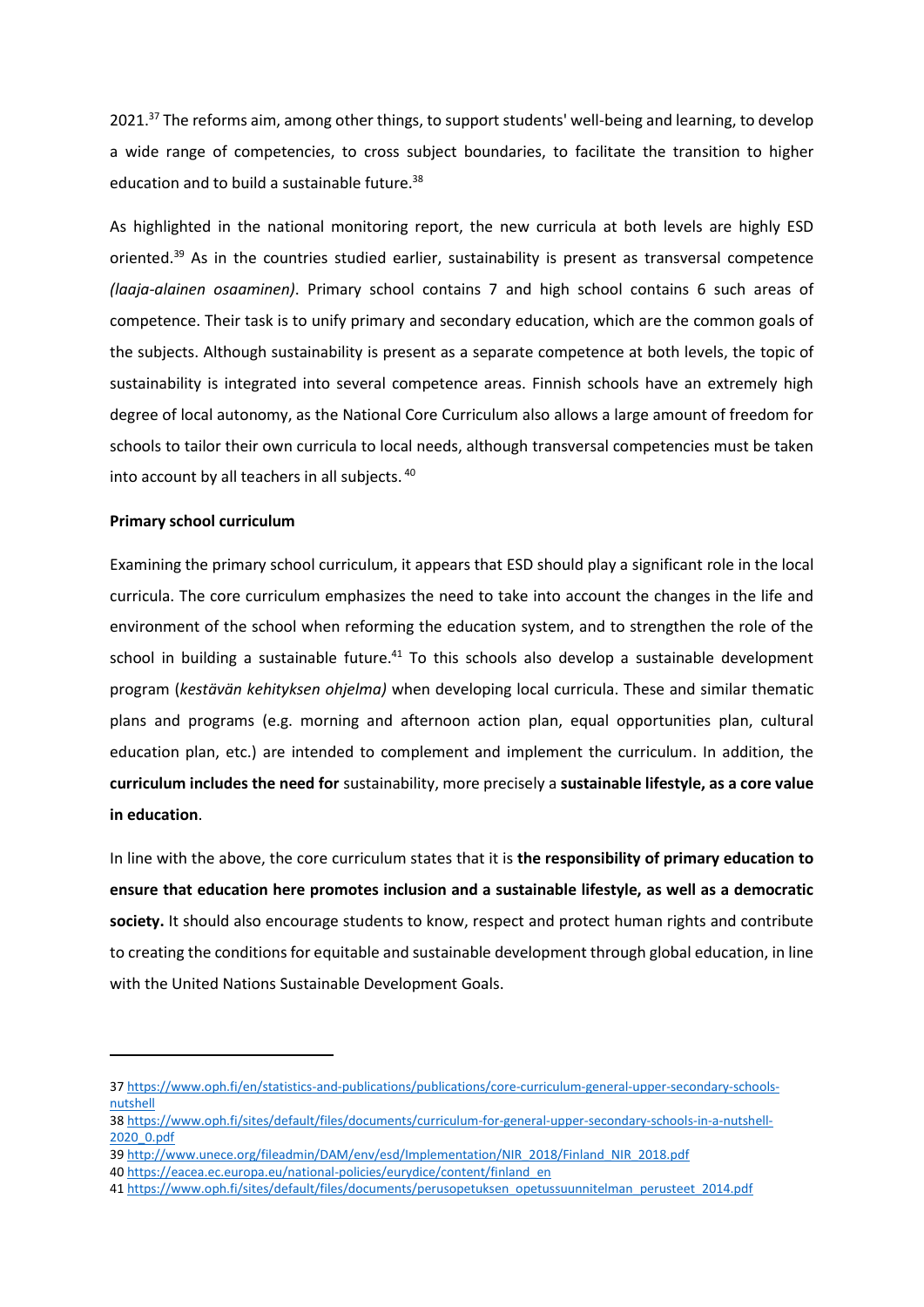2021.[37] The reforms aim, among other things, to support students' well-being and learning, to develop a wide range of competencies, to cross subject boundaries, to facilitate the transition to higher education and to build a sustainable future.[38]

As highlighted in the national monitoring report, the new curricula at both levels are highly ESD oriented.[39] As in the countries studied earlier, sustainability is present as transversal competence *(laaja-alainen osaaminen)*. Primary school contains 7 and high school contains 6 such areas of competence. Their task is to unify primary and secondary education, which are the common goals of the subjects. Although sustainability is present as a separate competence at both levels, the topic of sustainability is integrated into several competence areas. Finnish schools have an extremely high degree of local autonomy, as the National Core Curriculum also allows a large amount of freedom for schools to tailor their own curricula to local needs, although transversal competencies must be taken into account by all teachers in all subjects.[40]

**Primary school curriculum**

Examining the primary school curriculum, it appears that ESD should play a significant role in the local curricula. The core curriculum emphasizes the need to take into account the changes in the life and environment of the school when reforming the education system, and to strengthen the role of the school in building a sustainable future.[41] To this schools also develop a sustainable development program (*kestävän kehityksen ohjelma)* when developing local curricula. These and similar thematic plans and programs (e.g. morning and afternoon action plan, equal opportunities plan, cultural education plan, etc.) are intended to complement and implement the curriculum. In addition, the **curriculum includes the need for** sustainability, more precisely a **sustainable lifestyle, as a core value in education**.

In line with the above, the core curriculum states that it is **the responsibility of primary education to ensure that education here promotes inclusion and a sustainable lifestyle, as well as a democratic society.** It should also encourage students to know, respect and protect human rights and contribute to creating the conditions for equitable and sustainable development through global education, in line with the United Nations Sustainable Development Goals.

---

37 https://www.oph.fi/en/statistics-and-publications/publications/core-curriculum-general-upper-secondary-schools-nutshell

38 https://www.oph.fi/sites/default/files/documents/curriculum-for-general-upper-secondary-schools-in-a-nutshell-2020_0.pdf

39 http://www.unece.org/fileadmin/DAM/env/esd/Implementation/NIR_2018/Finland_NIR_2018.pdf

40 https://eacea.ec.europa.eu/national-policies/eurydice/content/finland_en

41 https://www.oph.fi/sites/default/files/documents/perusopetuksen_opetussuunnitelman_perusteet_2014.pdf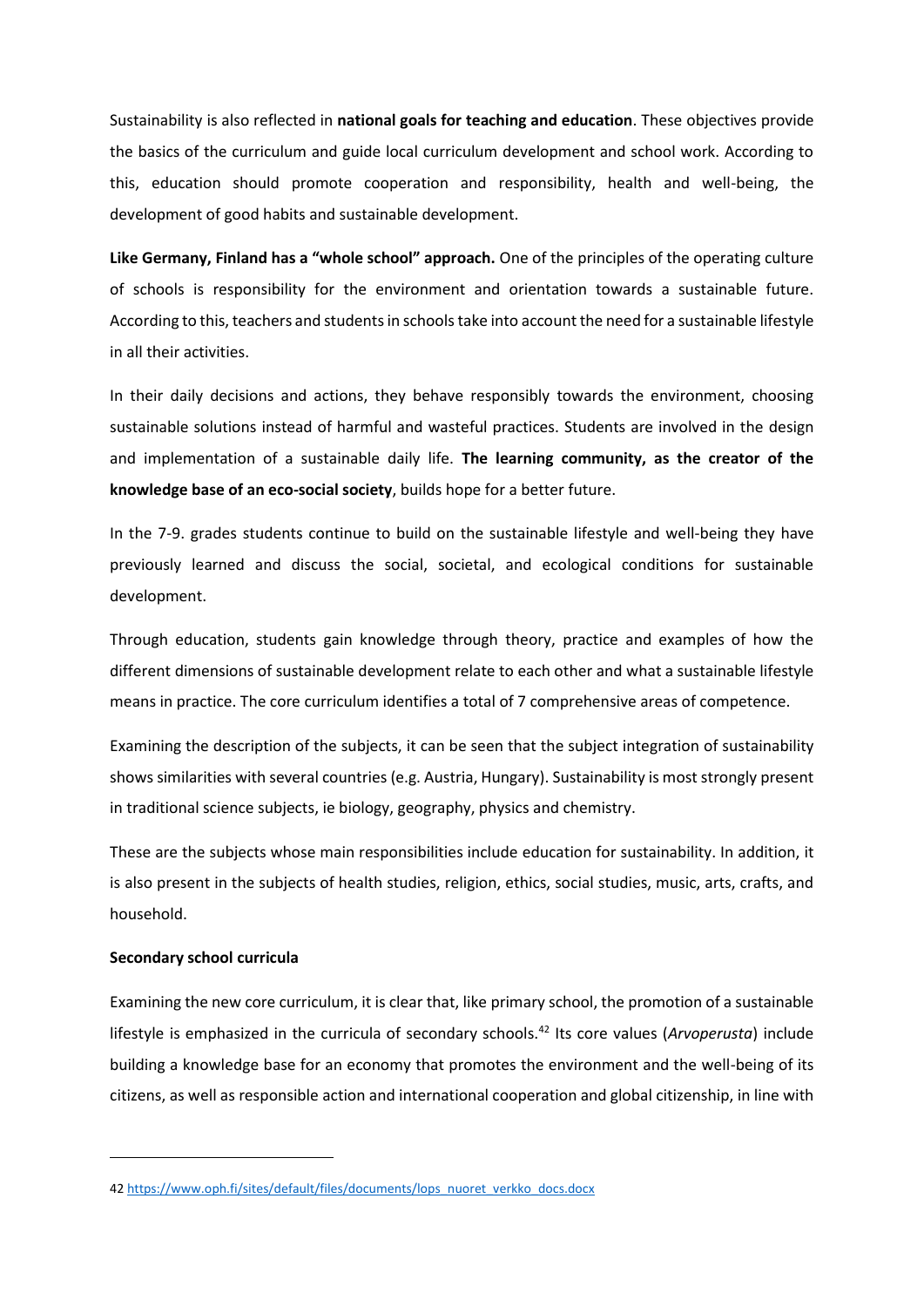Sustainability is also reflected in **national goals for teaching and education**. These objectives provide the basics of the curriculum and guide local curriculum development and school work. According to this, education should promote cooperation and responsibility, health and well-being, the development of good habits and sustainable development.

**Like Germany, Finland has a "whole school" approach.** One of the principles of the operating culture of schools is responsibility for the environment and orientation towards a sustainable future. According to this, teachers and students in schools take into account the need for a sustainable lifestyle in all their activities.

In their daily decisions and actions, they behave responsibly towards the environment, choosing sustainable solutions instead of harmful and wasteful practices. Students are involved in the design and implementation of a sustainable daily life. **The learning community, as the creator of the knowledge base of an eco-social society**, builds hope for a better future.

In the 7-9. grades students continue to build on the sustainable lifestyle and well-being they have previously learned and discuss the social, societal, and ecological conditions for sustainable development.

Through education, students gain knowledge through theory, practice and examples of how the different dimensions of sustainable development relate to each other and what a sustainable lifestyle means in practice. The core curriculum identifies a total of 7 comprehensive areas of competence.

Examining the description of the subjects, it can be seen that the subject integration of sustainability shows similarities with several countries (e.g. Austria, Hungary). Sustainability is most strongly present in traditional science subjects, ie biology, geography, physics and chemistry.

These are the subjects whose main responsibilities include education for sustainability. In addition, it is also present in the subjects of health studies, religion, ethics, social studies, music, arts, crafts, and household.

**Secondary school curricula**

Examining the new core curriculum, it is clear that, like primary school, the promotion of a sustainable lifestyle is emphasized in the curricula of secondary schools.[42] Its core values (*Arvoperusta*) include building a knowledge base for an economy that promotes the environment and the well-being of its citizens, as well as responsible action and international cooperation and global citizenship, in line with

42 https://www.oph.fi/sites/default/files/documents/lops_nuoret_verkko_docs.docx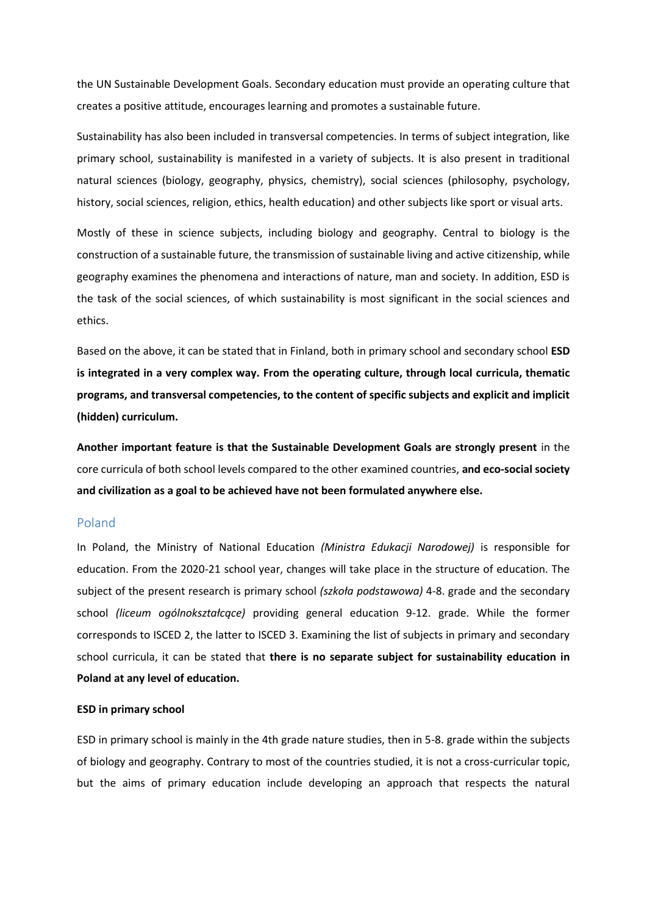the UN Sustainable Development Goals. Secondary education must provide an operating culture that creates a positive attitude, encourages learning and promotes a sustainable future.

Sustainability has also been included in transversal competencies. In terms of subject integration, like primary school, sustainability is manifested in a variety of subjects. It is also present in traditional natural sciences (biology, geography, physics, chemistry), social sciences (philosophy, psychology, history, social sciences, religion, ethics, health education) and other subjects like sport or visual arts.

Mostly of these in science subjects, including biology and geography. Central to biology is the construction of a sustainable future, the transmission of sustainable living and active citizenship, while geography examines the phenomena and interactions of nature, man and society. In addition, ESD is the task of the social sciences, of which sustainability is most significant in the social sciences and ethics.

Based on the above, it can be stated that in Finland, both in primary school and secondary school **ESD is integrated in a very complex way. From the operating culture, through local curricula, thematic programs, and transversal competencies, to the content of specific subjects and explicit and implicit (hidden) curriculum.**

**Another important feature is that the Sustainable Development Goals are strongly present** in the core curricula of both school levels compared to the other examined countries, **and eco-social society and civilization as a goal to be achieved have not been formulated anywhere else.**

## Poland

In Poland, the Ministry of National Education *(Ministra Edukacji Narodowej)* is responsible for education. From the 2020-21 school year, changes will take place in the structure of education. The subject of the present research is primary school *(szkoła podstawowa)* 4-8. grade and the secondary school *(liceum ogólnokształcące)* providing general education 9-12. grade. While the former corresponds to ISCED 2, the latter to ISCED 3. Examining the list of subjects in primary and secondary school curricula, it can be stated that **there is no separate subject for sustainability education in Poland at any level of education.**

### ESD in primary school

ESD in primary school is mainly in the 4th grade nature studies, then in 5-8. grade within the subjects of biology and geography. Contrary to most of the countries studied, it is not a cross-curricular topic, but the aims of primary education include developing an approach that respects the natural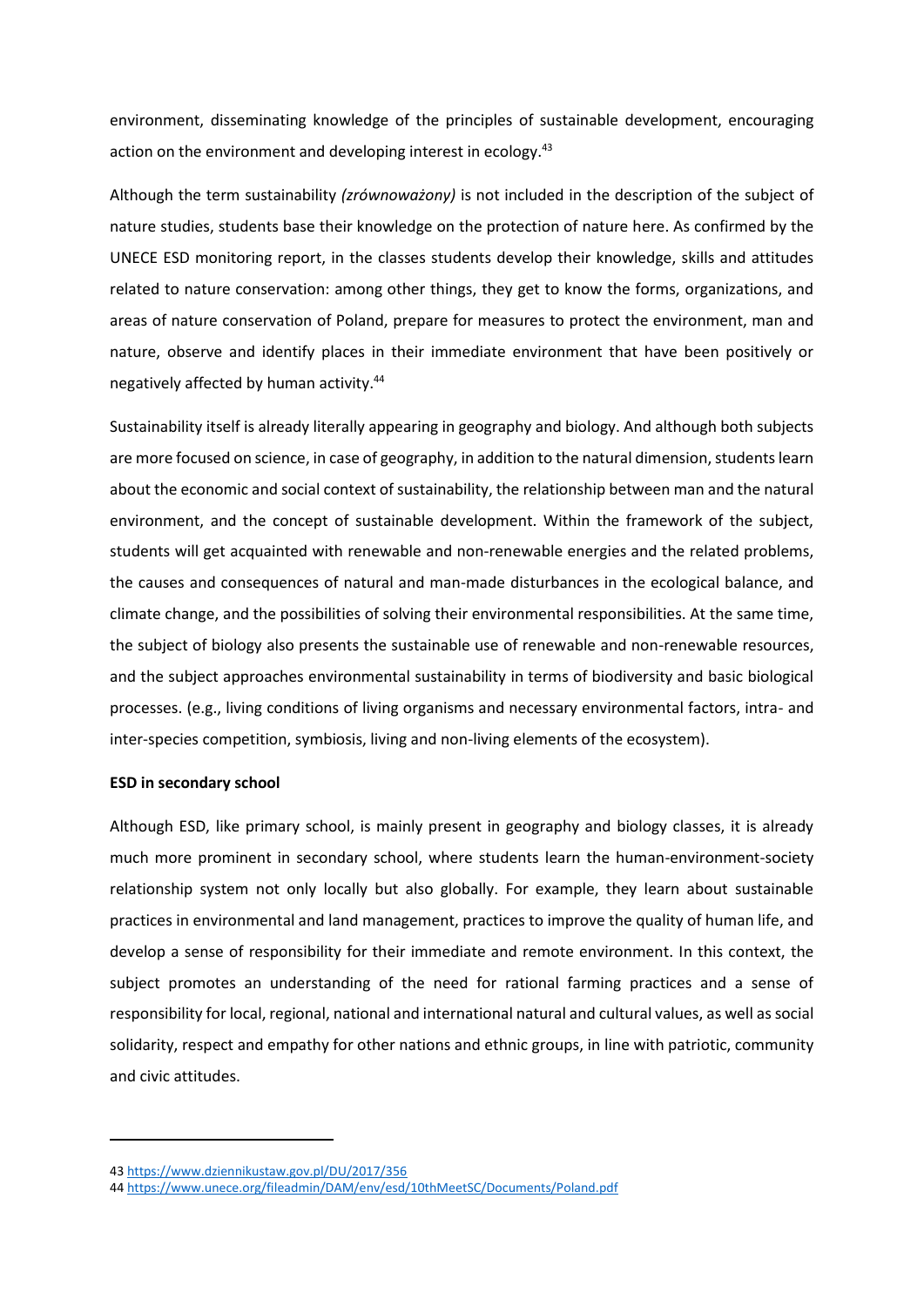environment, disseminating knowledge of the principles of sustainable development, encouraging action on the environment and developing interest in ecology.[43]

Although the term sustainability *(zrównoważony)* is not included in the description of the subject of nature studies, students base their knowledge on the protection of nature here. As confirmed by the UNECE ESD monitoring report, in the classes students develop their knowledge, skills and attitudes related to nature conservation: among other things, they get to know the forms, organizations, and areas of nature conservation of Poland, prepare for measures to protect the environment, man and nature, observe and identify places in their immediate environment that have been positively or negatively affected by human activity.[44]

Sustainability itself is already literally appearing in geography and biology. And although both subjects are more focused on science, in case of geography, in addition to the natural dimension, students learn about the economic and social context of sustainability, the relationship between man and the natural environment, and the concept of sustainable development. Within the framework of the subject, students will get acquainted with renewable and non-renewable energies and the related problems, the causes and consequences of natural and man-made disturbances in the ecological balance, and climate change, and the possibilities of solving their environmental responsibilities. At the same time, the subject of biology also presents the sustainable use of renewable and non-renewable resources, and the subject approaches environmental sustainability in terms of biodiversity and basic biological processes. (e.g., living conditions of living organisms and necessary environmental factors, intra- and inter-species competition, symbiosis, living and non-living elements of the ecosystem).

**ESD in secondary school**

Although ESD, like primary school, is mainly present in geography and biology classes, it is already much more prominent in secondary school, where students learn the human-environment-society relationship system not only locally but also globally. For example, they learn about sustainable practices in environmental and land management, practices to improve the quality of human life, and develop a sense of responsibility for their immediate and remote environment. In this context, the subject promotes an understanding of the need for rational farming practices and a sense of responsibility for local, regional, national and international natural and cultural values, as well as social solidarity, respect and empathy for other nations and ethnic groups, in line with patriotic, community and civic attitudes.

---

43 https://www.dziennikustaw.gov.pl/DU/2017/356

44 https://www.unece.org/fileadmin/DAM/env/esd/10thMeetSC/Documents/Poland.pdf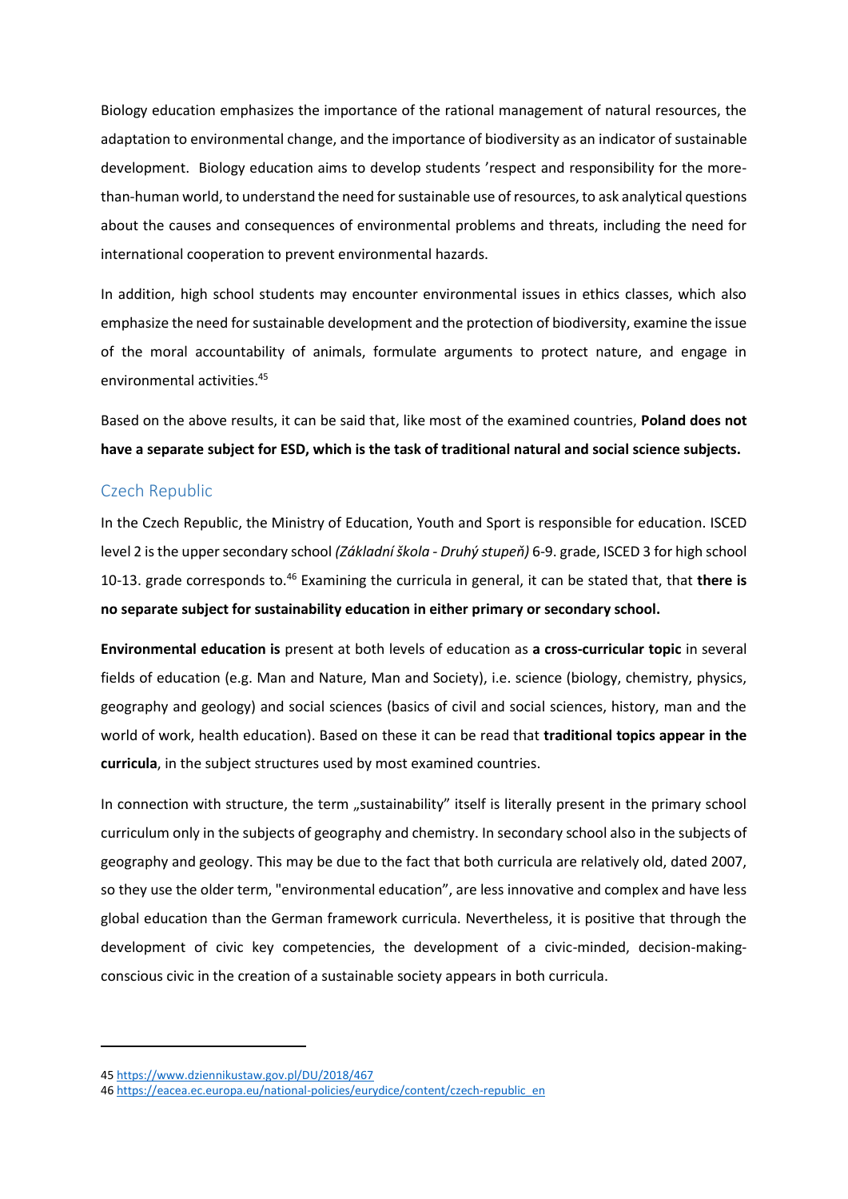Biology education emphasizes the importance of the rational management of natural resources, the adaptation to environmental change, and the importance of biodiversity as an indicator of sustainable development. Biology education aims to develop students 'respect and responsibility for the more-than-human world, to understand the need for sustainable use of resources, to ask analytical questions about the causes and consequences of environmental problems and threats, including the need for international cooperation to prevent environmental hazards.

In addition, high school students may encounter environmental issues in ethics classes, which also emphasize the need for sustainable development and the protection of biodiversity, examine the issue of the moral accountability of animals, formulate arguments to protect nature, and engage in environmental activities.[45]

Based on the above results, it can be said that, like most of the examined countries, **Poland does not have a separate subject for ESD, which is the task of traditional natural and social science subjects.**

## Czech Republic

In the Czech Republic, the Ministry of Education, Youth and Sport is responsible for education. ISCED level 2 is the upper secondary school *(Základní škola - Druhý stupeň)* 6-9. grade, ISCED 3 for high school 10-13. grade corresponds to.[46] Examining the curricula in general, it can be stated that, that **there is no separate subject for sustainability education in either primary or secondary school.**

**Environmental education is** present at both levels of education as **a cross-curricular topic** in several fields of education (e.g. Man and Nature, Man and Society), i.e. science (biology, chemistry, physics, geography and geology) and social sciences (basics of civil and social sciences, history, man and the world of work, health education). Based on these it can be read that **traditional topics appear in the curricula**, in the subject structures used by most examined countries.

In connection with structure, the term „sustainability" itself is literally present in the primary school curriculum only in the subjects of geography and chemistry. In secondary school also in the subjects of geography and geology. This may be due to the fact that both curricula are relatively old, dated 2007, so they use the older term, "environmental education", are less innovative and complex and have less global education than the German framework curricula. Nevertheless, it is positive that through the development of civic key competencies, the development of a civic-minded, decision-making-conscious civic in the creation of a sustainable society appears in both curricula.

---

45 https://www.dziennikustaw.gov.pl/DU/2018/467

46 https://eacea.ec.europa.eu/national-policies/eurydice/content/czech-republic_en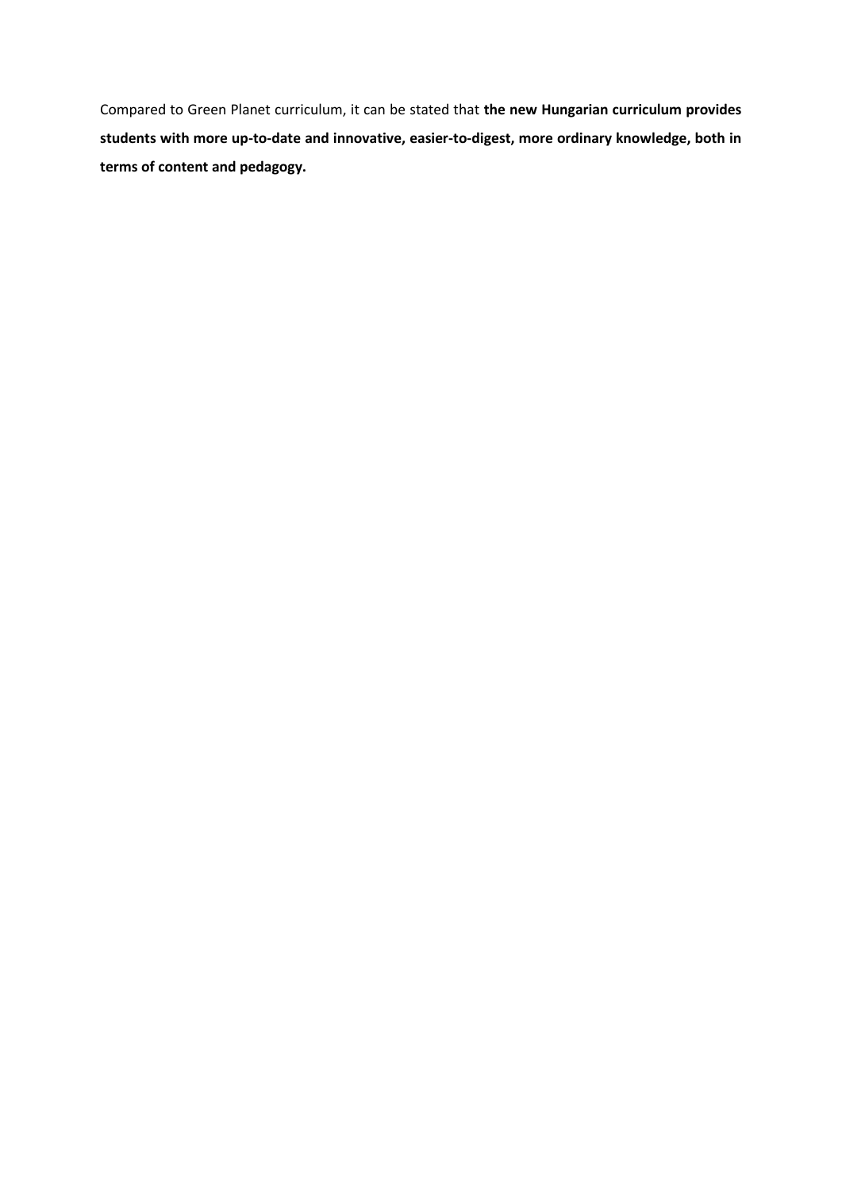Compared to Green Planet curriculum, it can be stated that **the new Hungarian curriculum provides students with more up-to-date and innovative, easier-to-digest, more ordinary knowledge, both in terms of content and pedagogy.**